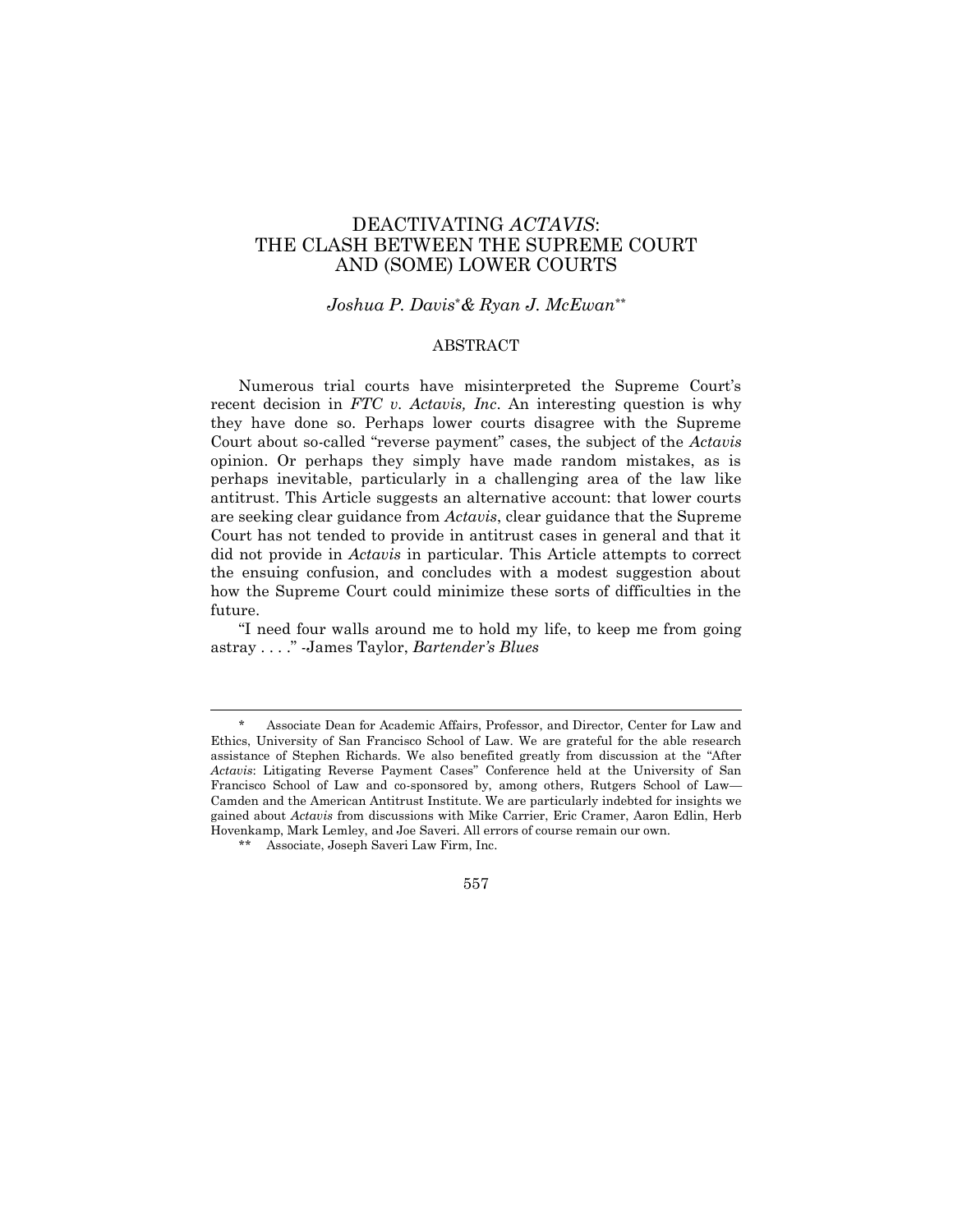# DEACTIVATING *ACTAVIS*: THE CLASH BETWEEN THE SUPREME COURT AND (SOME) LOWER COURTS

*Joshua P. Davis*[*] *& Ryan J. McEwan*[**]

## ABSTRACT

Numerous trial courts have misinterpreted the Supreme Court's recent decision in *FTC v. Actavis, Inc*. An interesting question is why they have done so. Perhaps lower courts disagree with the Supreme Court about so-called "reverse payment" cases, the subject of the *Actavis* opinion. Or perhaps they simply have made random mistakes, as is perhaps inevitable, particularly in a challenging area of the law like antitrust. This Article suggests an alternative account: that lower courts are seeking clear guidance from *Actavis*, clear guidance that the Supreme Court has not tended to provide in antitrust cases in general and that it did not provide in *Actavis* in particular. This Article attempts to correct the ensuing confusion, and concludes with a modest suggestion about how the Supreme Court could minimize these sorts of difficulties in the future.

"I need four walls around me to hold my life, to keep me from going astray . . . ." -James Taylor, *Bartender's Blues*

---

\* Associate Dean for Academic Affairs, Professor, and Director, Center for Law and Ethics, University of San Francisco School of Law. We are grateful for the able research assistance of Stephen Richards. We also benefited greatly from discussion at the "After *Actavis*: Litigating Reverse Payment Cases" Conference held at the University of San Francisco School of Law and co-sponsored by, among others, Rutgers School of Law—Camden and the American Antitrust Institute. We are particularly indebted for insights we gained about *Actavis* from discussions with Mike Carrier, Eric Cramer, Aaron Edlin, Herb Hovenkamp, Mark Lemley, and Joe Saveri. All errors of course remain our own.

\*\* Associate, Joseph Saveri Law Firm, Inc.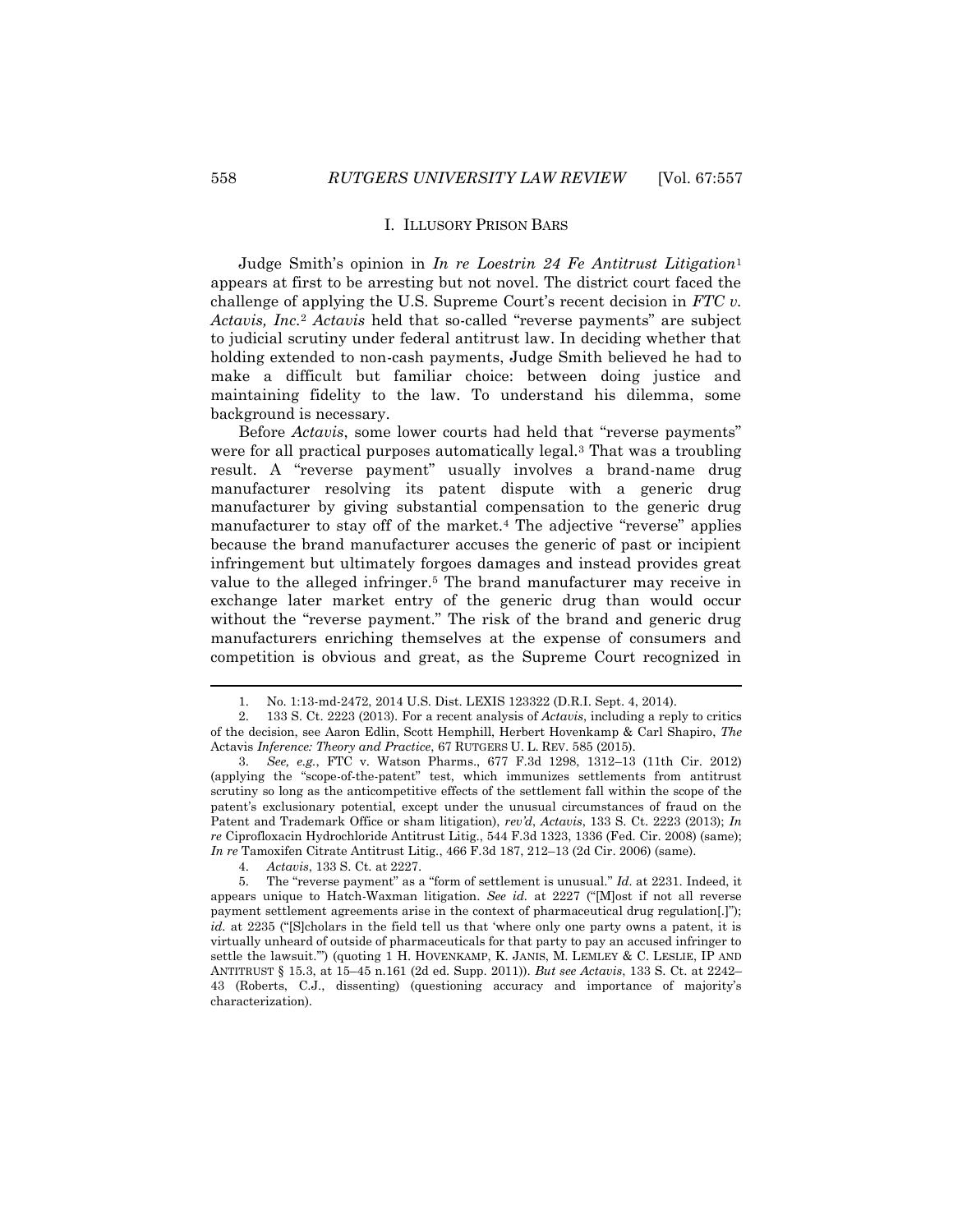## I. ILLUSORY PRISON BARS

Judge Smith's opinion in *In re Loestrin 24 Fe Antitrust Litigation*[1] appears at first to be arresting but not novel. The district court faced the challenge of applying the U.S. Supreme Court's recent decision in *FTC v. Actavis, Inc.*[2] *Actavis* held that so-called "reverse payments" are subject to judicial scrutiny under federal antitrust law. In deciding whether that holding extended to non-cash payments, Judge Smith believed he had to make a difficult but familiar choice: between doing justice and maintaining fidelity to the law. To understand his dilemma, some background is necessary.

Before *Actavis*, some lower courts had held that "reverse payments" were for all practical purposes automatically legal.[3] That was a troubling result. A "reverse payment" usually involves a brand-name drug manufacturer resolving its patent dispute with a generic drug manufacturer by giving substantial compensation to the generic drug manufacturer to stay off of the market.[4] The adjective "reverse" applies because the brand manufacturer accuses the generic of past or incipient infringement but ultimately forgoes damages and instead provides great value to the alleged infringer.[5] The brand manufacturer may receive in exchange later market entry of the generic drug than would occur without the "reverse payment." The risk of the brand and generic drug manufacturers enriching themselves at the expense of consumers and competition is obvious and great, as the Supreme Court recognized in

---

1. No. 1:13-md-2472, 2014 U.S. Dist. LEXIS 123322 (D.R.I. Sept. 4, 2014).

2. 133 S. Ct. 2223 (2013). For a recent analysis of *Actavis*, including a reply to critics of the decision, see Aaron Edlin, Scott Hemphill, Herbert Hovenkamp & Carl Shapiro, *The* Actavis *Inference: Theory and Practice*, 67 RUTGERS U. L. REV. 585 (2015).

3. *See, e.g.*, FTC v. Watson Pharms., 677 F.3d 1298, 1312–13 (11th Cir. 2012) (applying the "scope-of-the-patent" test, which immunizes settlements from antitrust scrutiny so long as the anticompetitive effects of the settlement fall within the scope of the patent's exclusionary potential, except under the unusual circumstances of fraud on the Patent and Trademark Office or sham litigation), *rev'd*, *Actavis*, 133 S. Ct. 2223 (2013); *In re* Ciprofloxacin Hydrochloride Antitrust Litig., 544 F.3d 1323, 1336 (Fed. Cir. 2008) (same); *In re* Tamoxifen Citrate Antitrust Litig., 466 F.3d 187, 212–13 (2d Cir. 2006) (same).

4. *Actavis*, 133 S. Ct. at 2227.

5. The "reverse payment" as a "form of settlement is unusual." *Id.* at 2231. Indeed, it appears unique to Hatch-Waxman litigation. *See id.* at 2227 ("[M]ost if not all reverse payment settlement agreements arise in the context of pharmaceutical drug regulation[.]"); *id.* at 2235 ("[S]cholars in the field tell us that 'where only one party owns a patent, it is virtually unheard of outside of pharmaceuticals for that party to pay an accused infringer to settle the lawsuit.'") (quoting 1 H. HOVENKAMP, K. JANIS, M. LEMLEY & C. LESLIE, IP AND ANTITRUST § 15.3, at 15–45 n.161 (2d ed. Supp. 2011)). *But see Actavis*, 133 S. Ct. at 2242–43 (Roberts, C.J., dissenting) (questioning accuracy and importance of majority's characterization).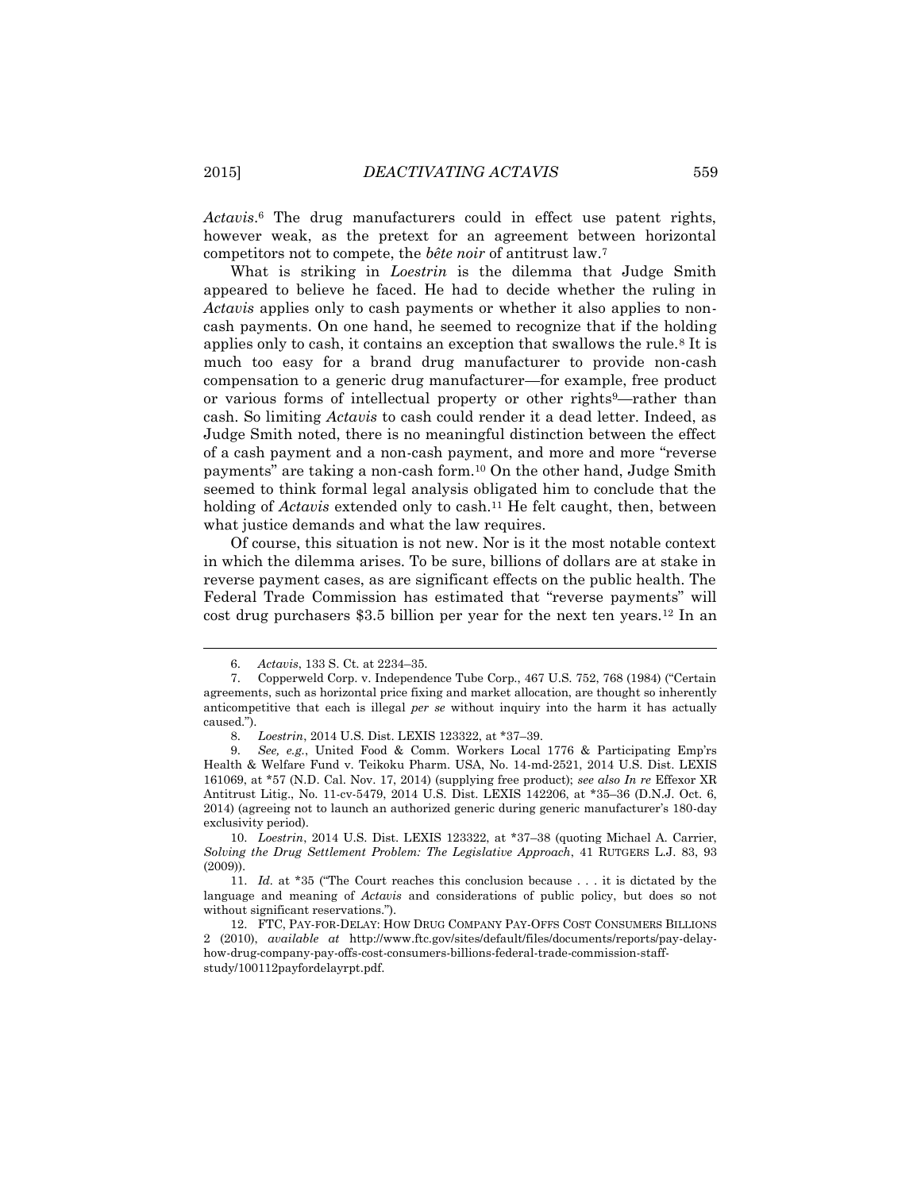*Actavis*.[6] The drug manufacturers could in effect use patent rights, however weak, as the pretext for an agreement between horizontal competitors not to compete, the *bête noir* of antitrust law.[7]

What is striking in *Loestrin* is the dilemma that Judge Smith appeared to believe he faced. He had to decide whether the ruling in *Actavis* applies only to cash payments or whether it also applies to non-cash payments. On one hand, he seemed to recognize that if the holding applies only to cash, it contains an exception that swallows the rule.[8] It is much too easy for a brand drug manufacturer to provide non-cash compensation to a generic drug manufacturer—for example, free product or various forms of intellectual property or other rights[9]—rather than cash. So limiting *Actavis* to cash could render it a dead letter. Indeed, as Judge Smith noted, there is no meaningful distinction between the effect of a cash payment and a non-cash payment, and more and more "reverse payments" are taking a non-cash form.[10] On the other hand, Judge Smith seemed to think formal legal analysis obligated him to conclude that the holding of *Actavis* extended only to cash.[11] He felt caught, then, between what justice demands and what the law requires.

Of course, this situation is not new. Nor is it the most notable context in which the dilemma arises. To be sure, billions of dollars are at stake in reverse payment cases, as are significant effects on the public health. The Federal Trade Commission has estimated that "reverse payments" will cost drug purchasers $3.5 billion per year for the next ten years.[12] In an

---

6. *Actavis*, 133 S. Ct. at 2234–35.

7. Copperweld Corp. v. Independence Tube Corp., 467 U.S. 752, 768 (1984) ("Certain agreements, such as horizontal price fixing and market allocation, are thought so inherently anticompetitive that each is illegal *per se* without inquiry into the harm it has actually caused.").

8. *Loestrin*, 2014 U.S. Dist. LEXIS 123322, at *37–39.

9. *See, e.g.*, United Food & Comm. Workers Local 1776 & Participating Emp'rs Health & Welfare Fund v. Teikoku Pharm. USA, No. 14-md-2521, 2014 U.S. Dist. LEXIS 161069, at *57 (N.D. Cal. Nov. 17, 2014) (supplying free product); *see also In re* Effexor XR Antitrust Litig., No. 11-cv-5479, 2014 U.S. Dist. LEXIS 142206, at *35–36 (D.N.J. Oct. 6, 2014) (agreeing not to launch an authorized generic during generic manufacturer's 180-day exclusivity period).

10. *Loestrin*, 2014 U.S. Dist. LEXIS 123322, at *37–38 (quoting Michael A. Carrier, *Solving the Drug Settlement Problem: The Legislative Approach*, 41 RUTGERS L.J. 83, 93 (2009)).

11. *Id.* at *35 ("The Court reaches this conclusion because . . . it is dictated by the language and meaning of *Actavis* and considerations of public policy, but does so not without significant reservations.").

12. FTC, PAY-FOR-DELAY: HOW DRUG COMPANY PAY-OFFS COST CONSUMERS BILLIONS 2 (2010), *available at* http://www.ftc.gov/sites/default/files/documents/reports/pay-delay-how-drug-company-pay-offs-cost-consumers-billions-federal-trade-commission-staff-study/100112payfordelayrpt.pdf.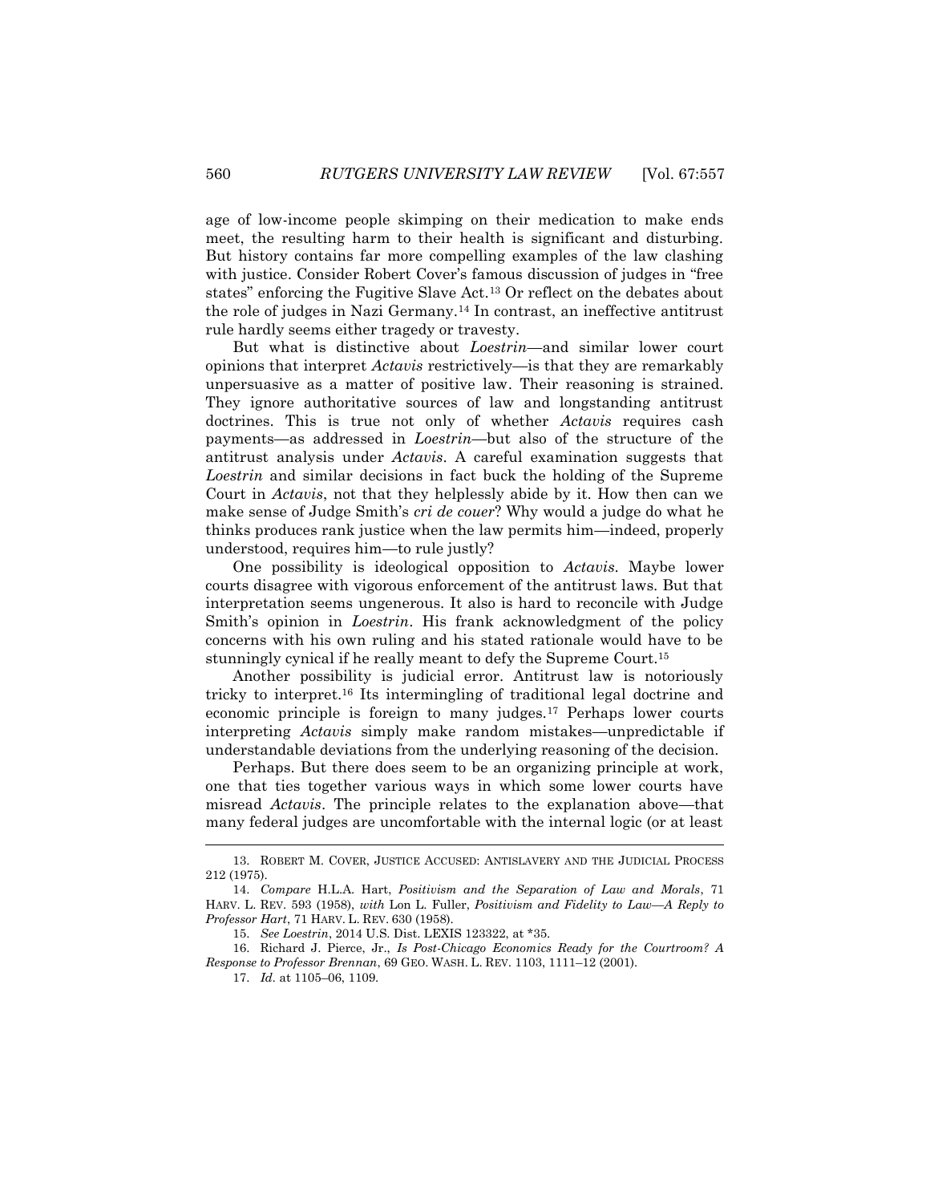age of low-income people skimping on their medication to make ends meet, the resulting harm to their health is significant and disturbing. But history contains far more compelling examples of the law clashing with justice. Consider Robert Cover's famous discussion of judges in "free states" enforcing the Fugitive Slave Act.[13] Or reflect on the debates about the role of judges in Nazi Germany.[14] In contrast, an ineffective antitrust rule hardly seems either tragedy or travesty.

But what is distinctive about *Loestrin*—and similar lower court opinions that interpret *Actavis* restrictively—is that they are remarkably unpersuasive as a matter of positive law. Their reasoning is strained. They ignore authoritative sources of law and longstanding antitrust doctrines. This is true not only of whether *Actavis* requires cash payments—as addressed in *Loestrin*—but also of the structure of the antitrust analysis under *Actavis*. A careful examination suggests that *Loestrin* and similar decisions in fact buck the holding of the Supreme Court in *Actavis*, not that they helplessly abide by it. How then can we make sense of Judge Smith's *cri de couer*? Why would a judge do what he thinks produces rank justice when the law permits him—indeed, properly understood, requires him—to rule justly?

One possibility is ideological opposition to *Actavis*. Maybe lower courts disagree with vigorous enforcement of the antitrust laws. But that interpretation seems ungenerous. It also is hard to reconcile with Judge Smith's opinion in *Loestrin*. His frank acknowledgment of the policy concerns with his own ruling and his stated rationale would have to be stunningly cynical if he really meant to defy the Supreme Court.[15]

Another possibility is judicial error. Antitrust law is notoriously tricky to interpret.[16] Its intermingling of traditional legal doctrine and economic principle is foreign to many judges.[17] Perhaps lower courts interpreting *Actavis* simply make random mistakes—unpredictable if understandable deviations from the underlying reasoning of the decision.

Perhaps. But there does seem to be an organizing principle at work, one that ties together various ways in which some lower courts have misread *Actavis*. The principle relates to the explanation above—that many federal judges are uncomfortable with the internal logic (or at least

---

13. ROBERT M. COVER, JUSTICE ACCUSED: ANTISLAVERY AND THE JUDICIAL PROCESS 212 (1975).

14. *Compare* H.L.A. Hart, *Positivism and the Separation of Law and Morals*, 71 HARV. L. REV. 593 (1958), *with* Lon L. Fuller, *Positivism and Fidelity to Law—A Reply to Professor Hart*, 71 HARV. L. REV. 630 (1958).

15. *See Loestrin*, 2014 U.S. Dist. LEXIS 123322, at *35.

16. Richard J. Pierce, Jr., *Is Post-Chicago Economics Ready for the Courtroom? A Response to Professor Brennan*, 69 GEO. WASH. L. REV. 1103, 1111–12 (2001).

17. *Id.* at 1105–06, 1109.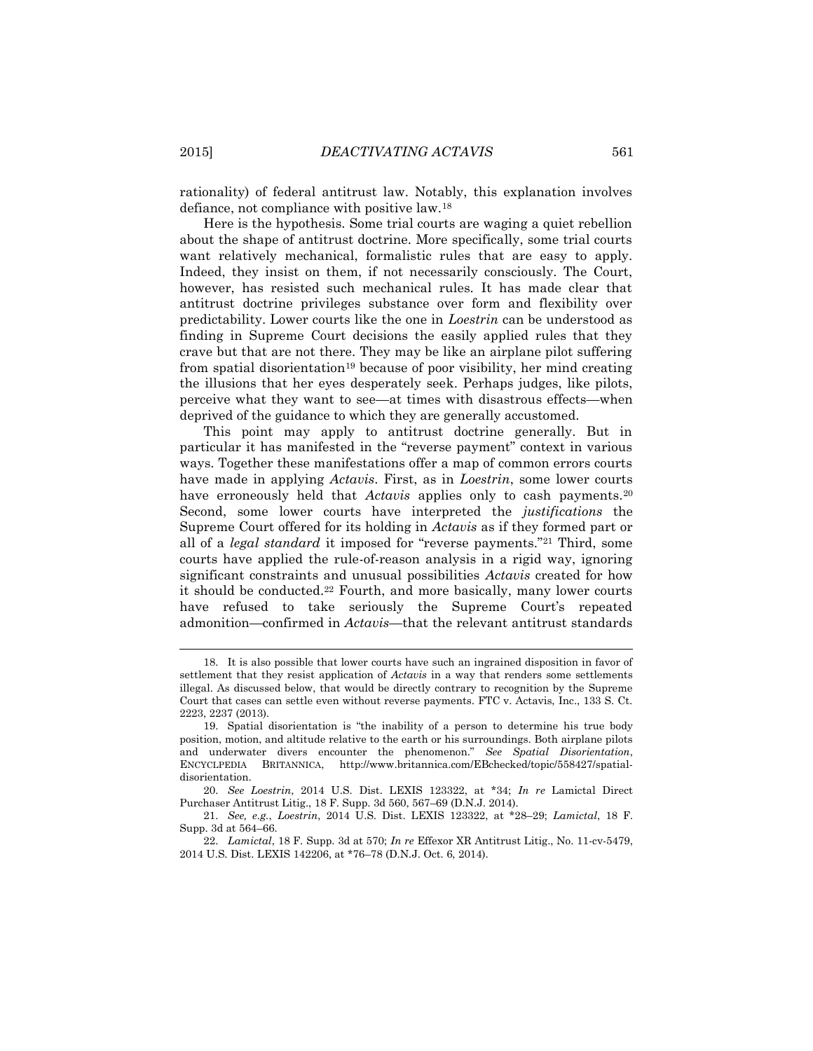rationality) of federal antitrust law. Notably, this explanation involves defiance, not compliance with positive law.[18]

Here is the hypothesis. Some trial courts are waging a quiet rebellion about the shape of antitrust doctrine. More specifically, some trial courts want relatively mechanical, formalistic rules that are easy to apply. Indeed, they insist on them, if not necessarily consciously. The Court, however, has resisted such mechanical rules. It has made clear that antitrust doctrine privileges substance over form and flexibility over predictability. Lower courts like the one in *Loestrin* can be understood as finding in Supreme Court decisions the easily applied rules that they crave but that are not there. They may be like an airplane pilot suffering from spatial disorientation[19] because of poor visibility, her mind creating the illusions that her eyes desperately seek. Perhaps judges, like pilots, perceive what they want to see—at times with disastrous effects—when deprived of the guidance to which they are generally accustomed.

This point may apply to antitrust doctrine generally. But in particular it has manifested in the "reverse payment" context in various ways. Together these manifestations offer a map of common errors courts have made in applying *Actavis*. First, as in *Loestrin*, some lower courts have erroneously held that *Actavis* applies only to cash payments.[20] Second, some lower courts have interpreted the *justifications* the Supreme Court offered for its holding in *Actavis* as if they formed part or all of a *legal standard* it imposed for "reverse payments."[21] Third, some courts have applied the rule-of-reason analysis in a rigid way, ignoring significant constraints and unusual possibilities *Actavis* created for how it should be conducted.[22] Fourth, and more basically, many lower courts have refused to take seriously the Supreme Court's repeated admonition—confirmed in *Actavis*—that the relevant antitrust standards

---

18. It is also possible that lower courts have such an ingrained disposition in favor of settlement that they resist application of *Actavis* in a way that renders some settlements illegal. As discussed below, that would be directly contrary to recognition by the Supreme Court that cases can settle even without reverse payments. FTC v. Actavis, Inc., 133 S. Ct. 2223, 2237 (2013).

19. Spatial disorientation is "the inability of a person to determine his true body position, motion, and altitude relative to the earth or his surroundings. Both airplane pilots and underwater divers encounter the phenomenon." *See Spatial Disorientation*, ENCYCLPEDIA BRITANNICA, http://www.britannica.com/EBchecked/topic/558427/spatial-disorientation.

20. *See Loestrin*, 2014 U.S. Dist. LEXIS 123322, at *34; *In re* Lamictal Direct Purchaser Antitrust Litig., 18 F. Supp. 3d 560, 567–69 (D.N.J. 2014).

21. *See, e.g.*, *Loestrin*, 2014 U.S. Dist. LEXIS 123322, at *28–29; *Lamictal*, 18 F. Supp. 3d at 564–66.

22. *Lamictal*, 18 F. Supp. 3d at 570; *In re* Effexor XR Antitrust Litig., No. 11-cv-5479, 2014 U.S. Dist. LEXIS 142206, at *76–78 (D.N.J. Oct. 6, 2014).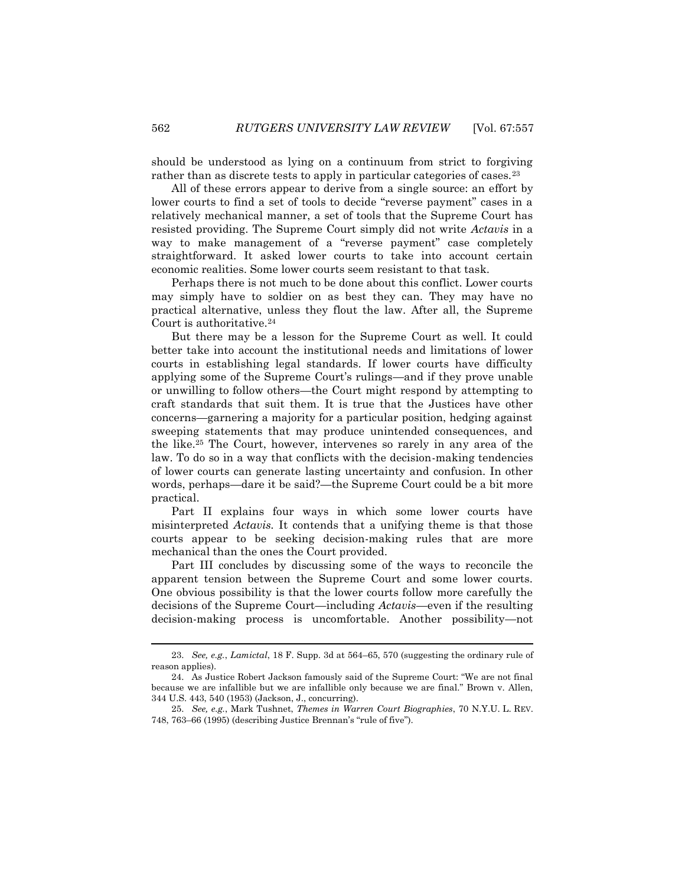should be understood as lying on a continuum from strict to forgiving rather than as discrete tests to apply in particular categories of cases.[23]

All of these errors appear to derive from a single source: an effort by lower courts to find a set of tools to decide "reverse payment" cases in a relatively mechanical manner, a set of tools that the Supreme Court has resisted providing. The Supreme Court simply did not write *Actavis* in a way to make management of a "reverse payment" case completely straightforward. It asked lower courts to take into account certain economic realities. Some lower courts seem resistant to that task.

Perhaps there is not much to be done about this conflict. Lower courts may simply have to soldier on as best they can. They may have no practical alternative, unless they flout the law. After all, the Supreme Court is authoritative.[24]

But there may be a lesson for the Supreme Court as well. It could better take into account the institutional needs and limitations of lower courts in establishing legal standards. If lower courts have difficulty applying some of the Supreme Court's rulings—and if they prove unable or unwilling to follow others—the Court might respond by attempting to craft standards that suit them. It is true that the Justices have other concerns—garnering a majority for a particular position, hedging against sweeping statements that may produce unintended consequences, and the like.[25] The Court, however, intervenes so rarely in any area of the law. To do so in a way that conflicts with the decision-making tendencies of lower courts can generate lasting uncertainty and confusion. In other words, perhaps—dare it be said?—the Supreme Court could be a bit more practical.

Part II explains four ways in which some lower courts have misinterpreted *Actavis*. It contends that a unifying theme is that those courts appear to be seeking decision-making rules that are more mechanical than the ones the Court provided.

Part III concludes by discussing some of the ways to reconcile the apparent tension between the Supreme Court and some lower courts. One obvious possibility is that the lower courts follow more carefully the decisions of the Supreme Court—including *Actavis*—even if the resulting decision-making process is uncomfortable. Another possibility—not

---

23. *See, e.g.*, *Lamictal*, 18 F. Supp. 3d at 564–65, 570 (suggesting the ordinary rule of reason applies).

24. As Justice Robert Jackson famously said of the Supreme Court: "We are not final because we are infallible but we are infallible only because we are final." Brown v. Allen, 344 U.S. 443, 540 (1953) (Jackson, J., concurring).

25. *See, e.g.*, Mark Tushnet, *Themes in Warren Court Biographies*, 70 N.Y.U. L. REV. 748, 763–66 (1995) (describing Justice Brennan's "rule of five").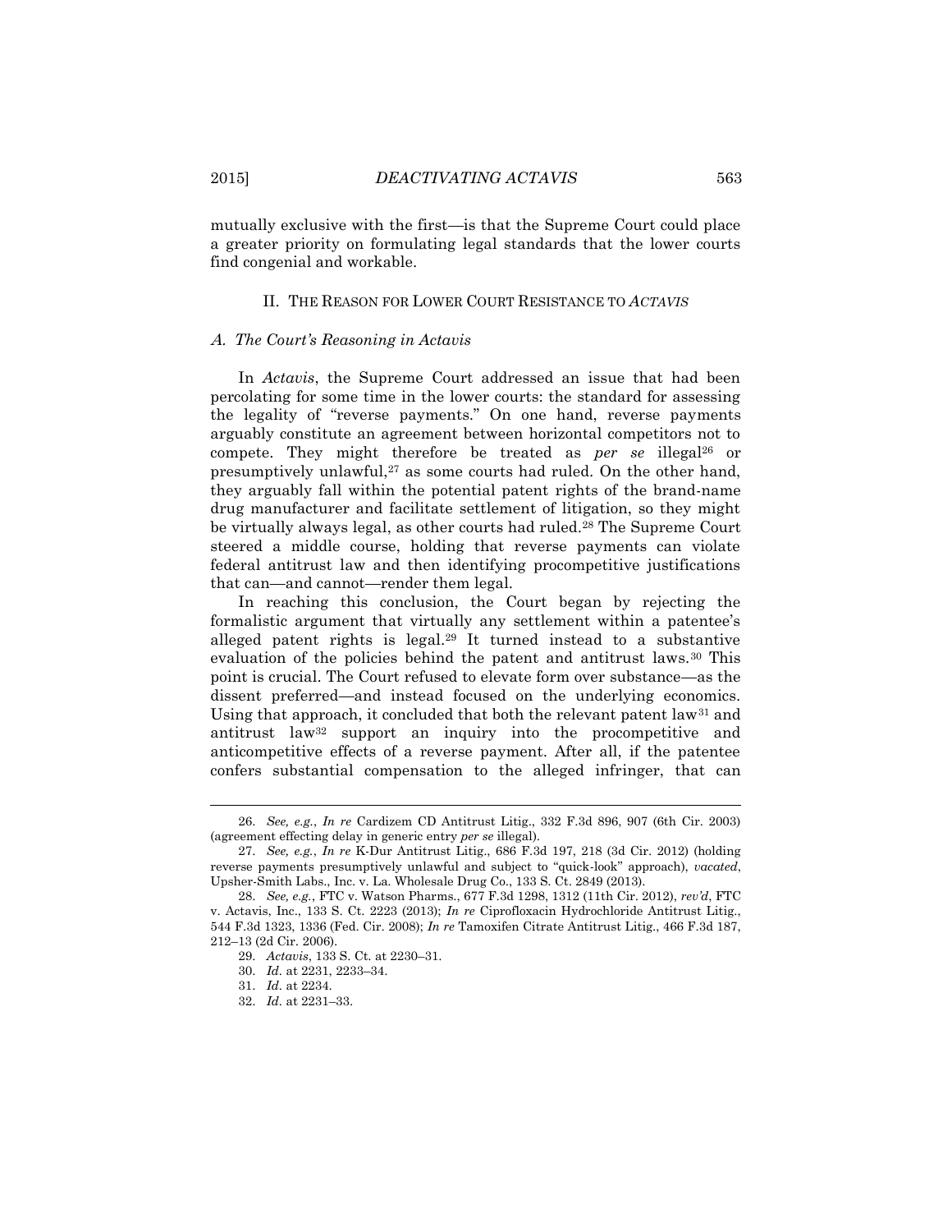mutually exclusive with the first—is that the Supreme Court could place a greater priority on formulating legal standards that the lower courts find congenial and workable.

## II. THE REASON FOR LOWER COURT RESISTANCE TO *ACTAVIS*

### *A. The Court's Reasoning in Actavis*

In *Actavis*, the Supreme Court addressed an issue that had been percolating for some time in the lower courts: the standard for assessing the legality of "reverse payments." On one hand, reverse payments arguably constitute an agreement between horizontal competitors not to compete. They might therefore be treated as *per se* illegal[26] or presumptively unlawful,[27] as some courts had ruled. On the other hand, they arguably fall within the potential patent rights of the brand-name drug manufacturer and facilitate settlement of litigation, so they might be virtually always legal, as other courts had ruled.[28] The Supreme Court steered a middle course, holding that reverse payments can violate federal antitrust law and then identifying procompetitive justifications that can—and cannot—render them legal.

In reaching this conclusion, the Court began by rejecting the formalistic argument that virtually any settlement within a patentee's alleged patent rights is legal.[29] It turned instead to a substantive evaluation of the policies behind the patent and antitrust laws.[30] This point is crucial. The Court refused to elevate form over substance—as the dissent preferred—and instead focused on the underlying economics. Using that approach, it concluded that both the relevant patent law[31] and antitrust law[32] support an inquiry into the procompetitive and anticompetitive effects of a reverse payment. After all, if the patentee confers substantial compensation to the alleged infringer, that can

---

26. *See, e.g.*, *In re* Cardizem CD Antitrust Litig., 332 F.3d 896, 907 (6th Cir. 2003) (agreement effecting delay in generic entry *per se* illegal).

27. *See, e.g.*, *In re* K-Dur Antitrust Litig., 686 F.3d 197, 218 (3d Cir. 2012) (holding reverse payments presumptively unlawful and subject to "quick-look" approach), *vacated*, Upsher-Smith Labs., Inc. v. La. Wholesale Drug Co., 133 S. Ct. 2849 (2013).

28. *See, e.g.*, FTC v. Watson Pharms., 677 F.3d 1298, 1312 (11th Cir. 2012), *rev'd*, FTC v. Actavis, Inc., 133 S. Ct. 2223 (2013); *In re* Ciprofloxacin Hydrochloride Antitrust Litig., 544 F.3d 1323, 1336 (Fed. Cir. 2008); *In re* Tamoxifen Citrate Antitrust Litig., 466 F.3d 187, 212–13 (2d Cir. 2006).

29. *Actavis*, 133 S. Ct. at 2230–31.

30. *Id.* at 2231, 2233–34.

31. *Id.* at 2234.

32. *Id.* at 2231–33.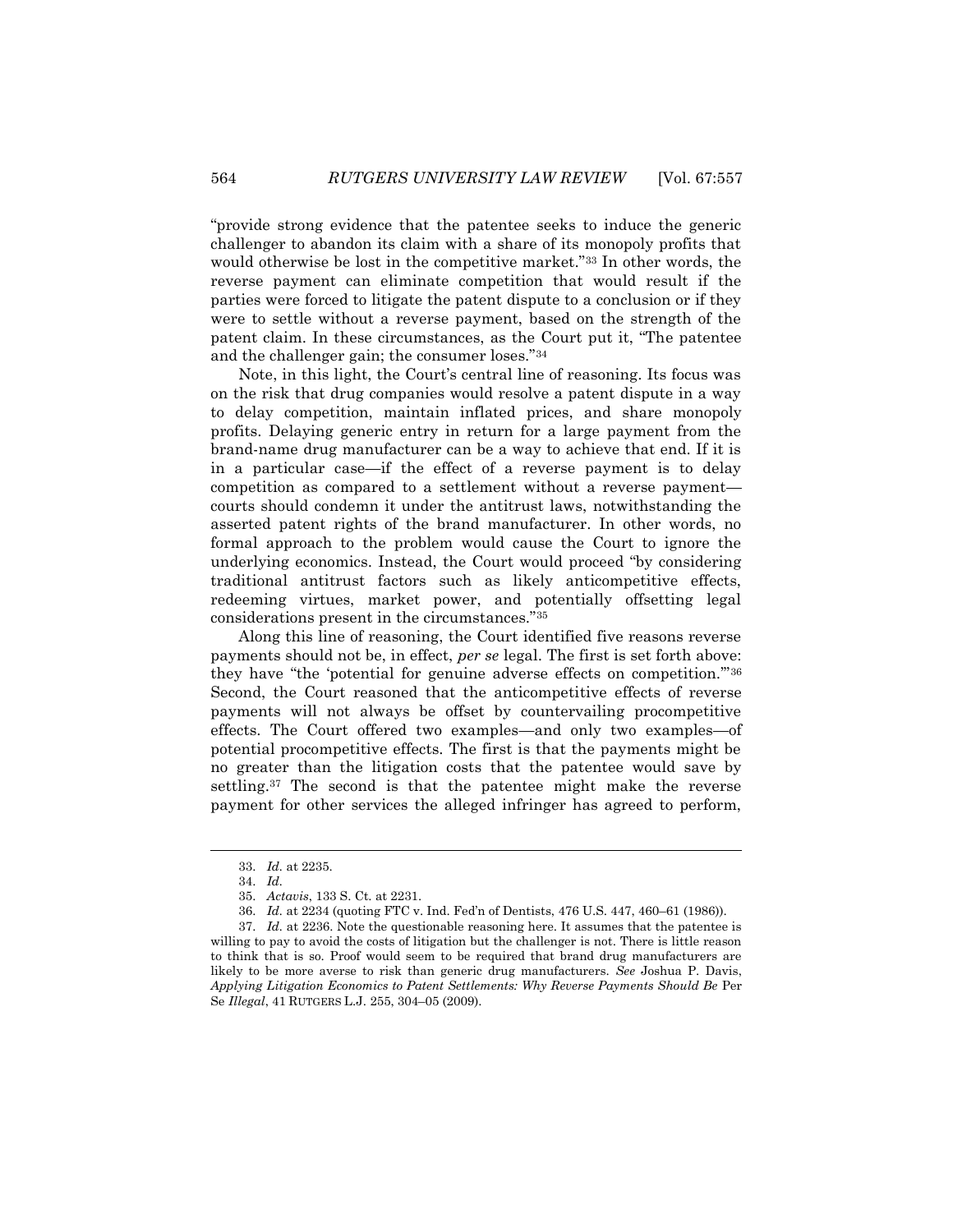"provide strong evidence that the patentee seeks to induce the generic challenger to abandon its claim with a share of its monopoly profits that would otherwise be lost in the competitive market."[33] In other words, the reverse payment can eliminate competition that would result if the parties were forced to litigate the patent dispute to a conclusion or if they were to settle without a reverse payment, based on the strength of the patent claim. In these circumstances, as the Court put it, "The patentee and the challenger gain; the consumer loses."[34]

Note, in this light, the Court's central line of reasoning. Its focus was on the risk that drug companies would resolve a patent dispute in a way to delay competition, maintain inflated prices, and share monopoly profits. Delaying generic entry in return for a large payment from the brand-name drug manufacturer can be a way to achieve that end. If it is in a particular case—if the effect of a reverse payment is to delay competition as compared to a settlement without a reverse payment—courts should condemn it under the antitrust laws, notwithstanding the asserted patent rights of the brand manufacturer. In other words, no formal approach to the problem would cause the Court to ignore the underlying economics. Instead, the Court would proceed "by considering traditional antitrust factors such as likely anticompetitive effects, redeeming virtues, market power, and potentially offsetting legal considerations present in the circumstances."[35]

Along this line of reasoning, the Court identified five reasons reverse payments should not be, in effect, *per se* legal. The first is set forth above: they have "the 'potential for genuine adverse effects on competition.'"[36] Second, the Court reasoned that the anticompetitive effects of reverse payments will not always be offset by countervailing procompetitive effects. The Court offered two examples—and only two examples—of potential procompetitive effects. The first is that the payments might be no greater than the litigation costs that the patentee would save by settling.[37] The second is that the patentee might make the reverse payment for other services the alleged infringer has agreed to perform,

---

33. *Id.* at 2235.

34. *Id.*

35. *Actavis*, 133 S. Ct. at 2231.

36. *Id.* at 2234 (quoting FTC v. Ind. Fed'n of Dentists, 476 U.S. 447, 460–61 (1986)).

37. *Id.* at 2236. Note the questionable reasoning here. It assumes that the patentee is willing to pay to avoid the costs of litigation but the challenger is not. There is little reason to think that is so. Proof would seem to be required that brand drug manufacturers are likely to be more averse to risk than generic drug manufacturers. *See* Joshua P. Davis, *Applying Litigation Economics to Patent Settlements: Why Reverse Payments Should Be* Per Se *Illegal*, 41 RUTGERS L.J. 255, 304–05 (2009).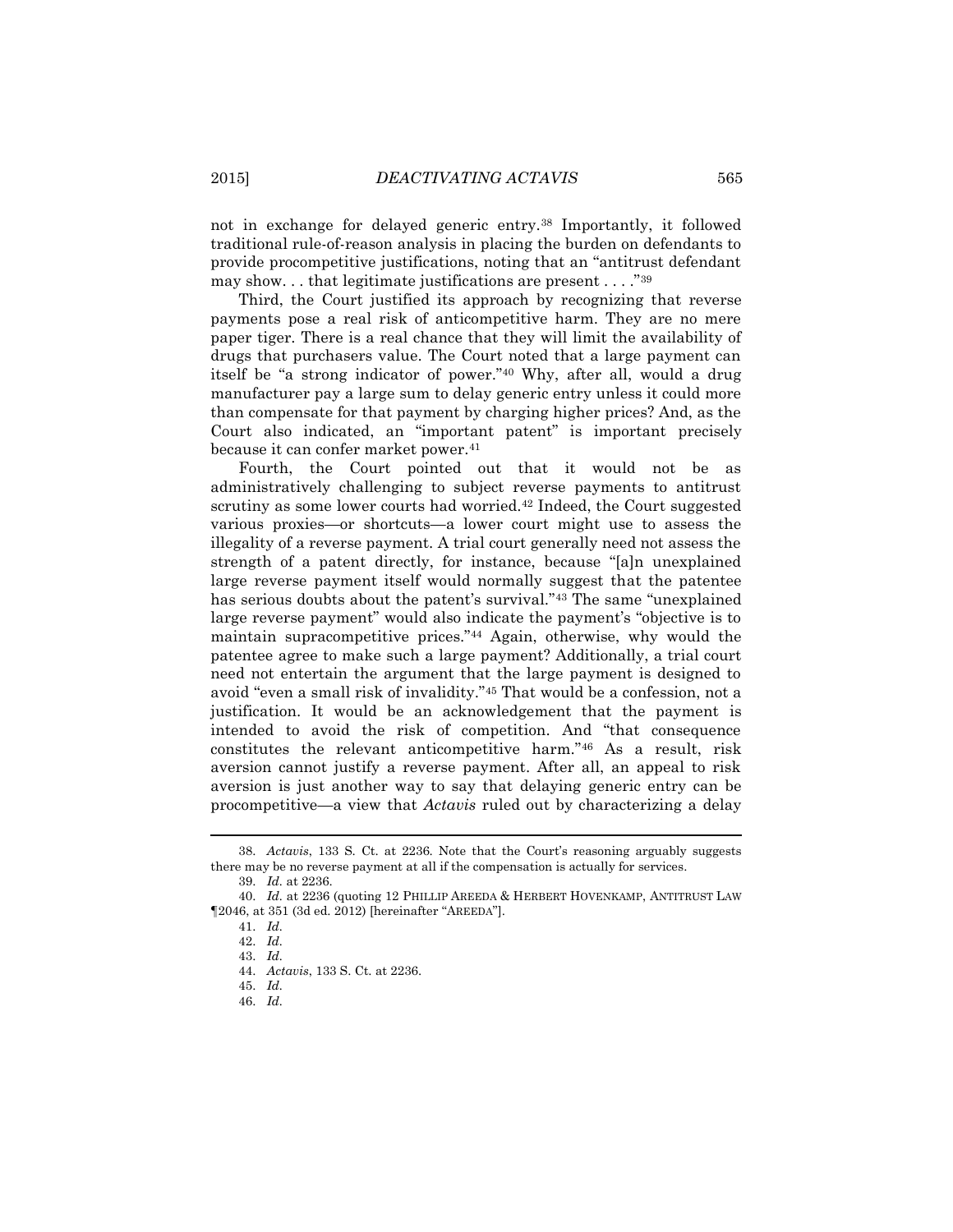not in exchange for delayed generic entry.[38] Importantly, it followed traditional rule-of-reason analysis in placing the burden on defendants to provide procompetitive justifications, noting that an "antitrust defendant may show. . . that legitimate justifications are present . . . ."[39]

Third, the Court justified its approach by recognizing that reverse payments pose a real risk of anticompetitive harm. They are no mere paper tiger. There is a real chance that they will limit the availability of drugs that purchasers value. The Court noted that a large payment can itself be "a strong indicator of power."[40] Why, after all, would a drug manufacturer pay a large sum to delay generic entry unless it could more than compensate for that payment by charging higher prices? And, as the Court also indicated, an "important patent" is important precisely because it can confer market power.[41]

Fourth, the Court pointed out that it would not be as administratively challenging to subject reverse payments to antitrust scrutiny as some lower courts had worried.[42] Indeed, the Court suggested various proxies—or shortcuts—a lower court might use to assess the illegality of a reverse payment. A trial court generally need not assess the strength of a patent directly, for instance, because "[a]n unexplained large reverse payment itself would normally suggest that the patentee has serious doubts about the patent's survival."[43] The same "unexplained large reverse payment" would also indicate the payment's "objective is to maintain supracompetitive prices."[44] Again, otherwise, why would the patentee agree to make such a large payment? Additionally, a trial court need not entertain the argument that the large payment is designed to avoid "even a small risk of invalidity."[45] That would be a confession, not a justification. It would be an acknowledgement that the payment is intended to avoid the risk of competition. And "that consequence constitutes the relevant anticompetitive harm."[46] As a result, risk aversion cannot justify a reverse payment. After all, an appeal to risk aversion is just another way to say that delaying generic entry can be procompetitive—a view that *Actavis* ruled out by characterizing a delay

---

38. *Actavis*, 133 S. Ct. at 2236. Note that the Court's reasoning arguably suggests there may be no reverse payment at all if the compensation is actually for services.

39. *Id*. at 2236.

40. *Id*. at 2236 (quoting 12 PHILLIP AREEDA & HERBERT HOVENKAMP, ANTITRUST LAW ¶2046, at 351 (3d ed. 2012) [hereinafter "AREEDA"].

41. *Id*.

42. *Id*.

43. *Id*.

44. *Actavis*, 133 S. Ct. at 2236.

45. *Id*.

46. *Id*.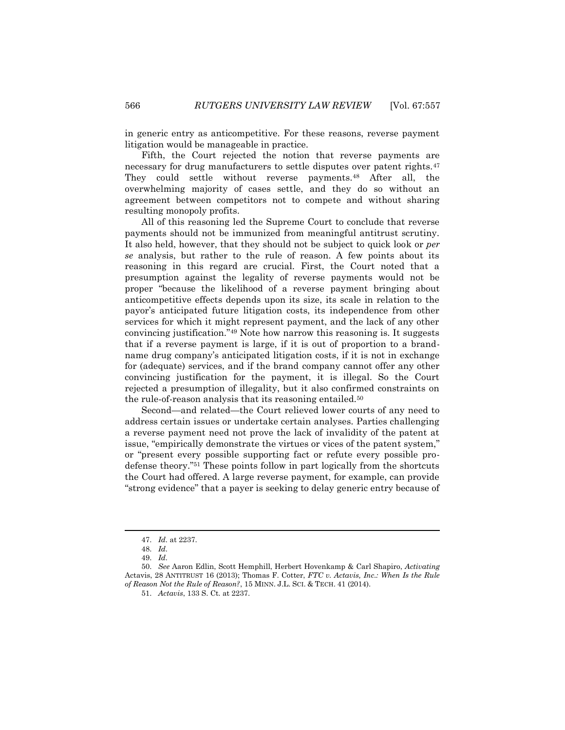in generic entry as anticompetitive. For these reasons, reverse payment litigation would be manageable in practice.

Fifth, the Court rejected the notion that reverse payments are necessary for drug manufacturers to settle disputes over patent rights.[47] They could settle without reverse payments.[48] After all, the overwhelming majority of cases settle, and they do so without an agreement between competitors not to compete and without sharing resulting monopoly profits.

All of this reasoning led the Supreme Court to conclude that reverse payments should not be immunized from meaningful antitrust scrutiny. It also held, however, that they should not be subject to quick look or *per se* analysis, but rather to the rule of reason. A few points about its reasoning in this regard are crucial. First, the Court noted that a presumption against the legality of reverse payments would not be proper "because the likelihood of a reverse payment bringing about anticompetitive effects depends upon its size, its scale in relation to the payor's anticipated future litigation costs, its independence from other services for which it might represent payment, and the lack of any other convincing justification."[49] Note how narrow this reasoning is. It suggests that if a reverse payment is large, if it is out of proportion to a brand-name drug company's anticipated litigation costs, if it is not in exchange for (adequate) services, and if the brand company cannot offer any other convincing justification for the payment, it is illegal. So the Court rejected a presumption of illegality, but it also confirmed constraints on the rule-of-reason analysis that its reasoning entailed.[50]

Second—and related—the Court relieved lower courts of any need to address certain issues or undertake certain analyses. Parties challenging a reverse payment need not prove the lack of invalidity of the patent at issue, "empirically demonstrate the virtues or vices of the patent system," or "present every possible supporting fact or refute every possible pro-defense theory."[51] These points follow in part logically from the shortcuts the Court had offered. A large reverse payment, for example, can provide "strong evidence" that a payer is seeking to delay generic entry because of

---

47. *Id.* at 2237.

48. *Id.*

49. *Id.*

50. *See* Aaron Edlin, Scott Hemphill, Herbert Hovenkamp & Carl Shapiro, *Activating* Actavis, 28 ANTITRUST 16 (2013); Thomas F. Cotter, *FTC v. Actavis, Inc.: When Is the Rule of Reason Not the Rule of Reason?*, 15 MINN. J.L. SCI. & TECH. 41 (2014).

51. *Actavis*, 133 S. Ct. at 2237.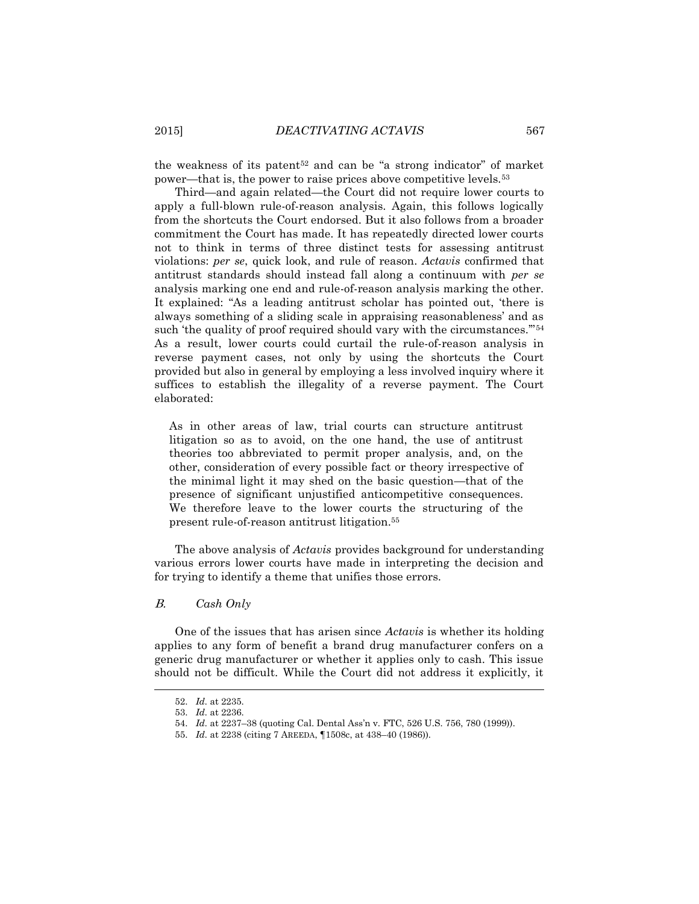the weakness of its patent[52] and can be "a strong indicator" of market power—that is, the power to raise prices above competitive levels.[53]

Third—and again related—the Court did not require lower courts to apply a full-blown rule-of-reason analysis. Again, this follows logically from the shortcuts the Court endorsed. But it also follows from a broader commitment the Court has made. It has repeatedly directed lower courts not to think in terms of three distinct tests for assessing antitrust violations: *per se*, quick look, and rule of reason. *Actavis* confirmed that antitrust standards should instead fall along a continuum with *per se* analysis marking one end and rule-of-reason analysis marking the other. It explained: "As a leading antitrust scholar has pointed out, 'there is always something of a sliding scale in appraising reasonableness' and as such 'the quality of proof required should vary with the circumstances.'"[54] As a result, lower courts could curtail the rule-of-reason analysis in reverse payment cases, not only by using the shortcuts the Court provided but also in general by employing a less involved inquiry where it suffices to establish the illegality of a reverse payment. The Court elaborated:

> As in other areas of law, trial courts can structure antitrust litigation so as to avoid, on the one hand, the use of antitrust theories too abbreviated to permit proper analysis, and, on the other, consideration of every possible fact or theory irrespective of the minimal light it may shed on the basic question—that of the presence of significant unjustified anticompetitive consequences. We therefore leave to the lower courts the structuring of the present rule-of-reason antitrust litigation.[55]

The above analysis of *Actavis* provides background for understanding various errors lower courts have made in interpreting the decision and for trying to identify a theme that unifies those errors.

### *B. Cash Only*

One of the issues that has arisen since *Actavis* is whether its holding applies to any form of benefit a brand drug manufacturer confers on a generic drug manufacturer or whether it applies only to cash. This issue should not be difficult. While the Court did not address it explicitly, it

---

52. *Id.* at 2235.

53. *Id.* at 2236.

54. *Id.* at 2237–38 (quoting Cal. Dental Ass'n v. FTC, 526 U.S. 756, 780 (1999)).

55. *Id.* at 2238 (citing 7 AREEDA, ¶1508c, at 438–40 (1986)).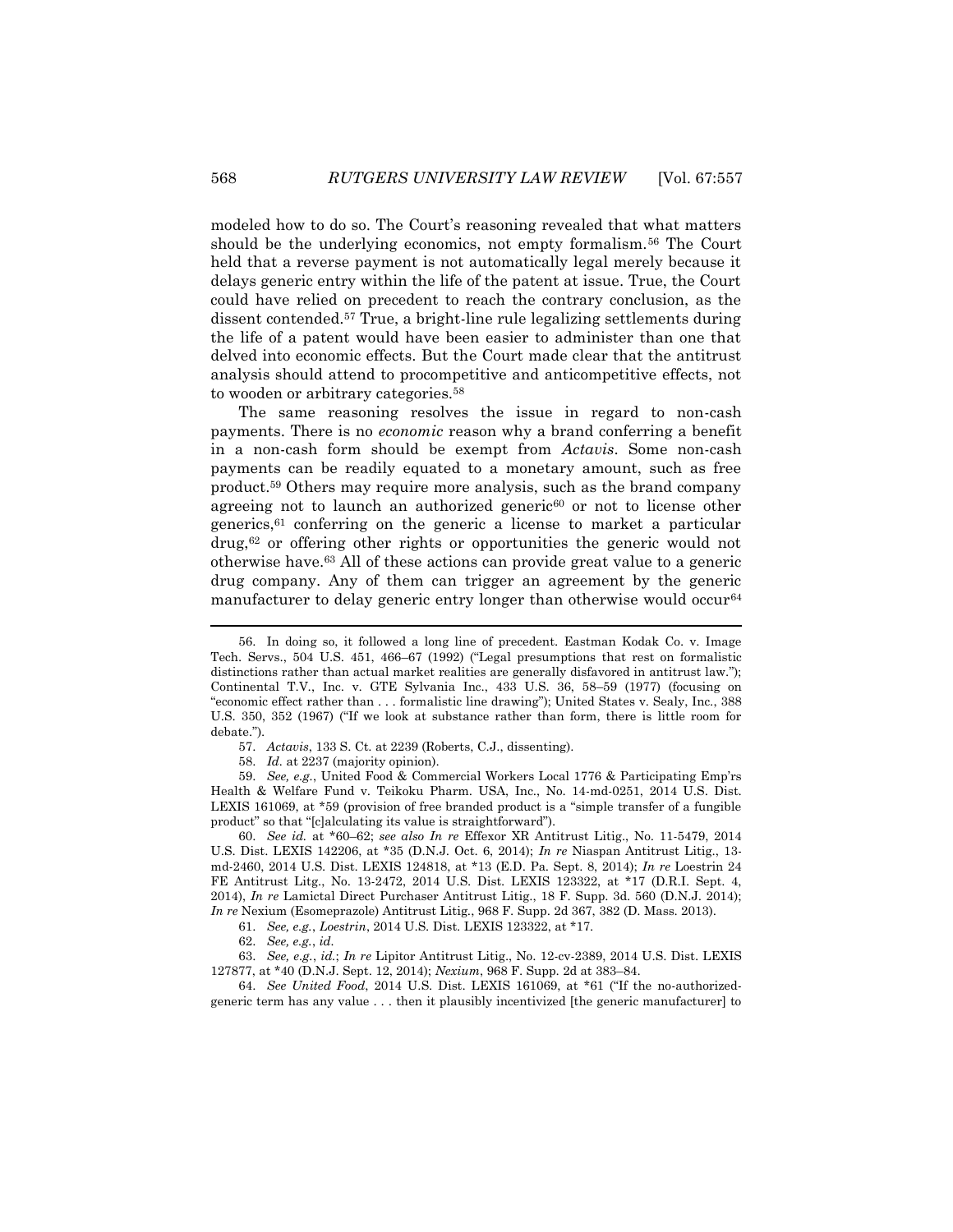modeled how to do so. The Court's reasoning revealed that what matters should be the underlying economics, not empty formalism.[56] The Court held that a reverse payment is not automatically legal merely because it delays generic entry within the life of the patent at issue. True, the Court could have relied on precedent to reach the contrary conclusion, as the dissent contended.[57] True, a bright-line rule legalizing settlements during the life of a patent would have been easier to administer than one that delved into economic effects. But the Court made clear that the antitrust analysis should attend to procompetitive and anticompetitive effects, not to wooden or arbitrary categories.[58]

The same reasoning resolves the issue in regard to non-cash payments. There is no *economic* reason why a brand conferring a benefit in a non-cash form should be exempt from *Actavis*. Some non-cash payments can be readily equated to a monetary amount, such as free product.[59] Others may require more analysis, such as the brand company agreeing not to launch an authorized generic[60] or not to license other generics,[61] conferring on the generic a license to market a particular drug,[62] or offering other rights or opportunities the generic would not otherwise have.[63] All of these actions can provide great value to a generic drug company. Any of them can trigger an agreement by the generic manufacturer to delay generic entry longer than otherwise would occur[64]

---

56. In doing so, it followed a long line of precedent. Eastman Kodak Co. v. Image Tech. Servs., 504 U.S. 451, 466–67 (1992) ("Legal presumptions that rest on formalistic distinctions rather than actual market realities are generally disfavored in antitrust law."); Continental T.V., Inc. v. GTE Sylvania Inc., 433 U.S. 36, 58–59 (1977) (focusing on "economic effect rather than . . . formalistic line drawing"); United States v. Sealy, Inc., 388 U.S. 350, 352 (1967) ("If we look at substance rather than form, there is little room for debate.").

57. *Actavis*, 133 S. Ct. at 2239 (Roberts, C.J., dissenting).

58. *Id.* at 2237 (majority opinion).

59. *See, e.g.*, United Food & Commercial Workers Local 1776 & Participating Emp'rs Health & Welfare Fund v. Teikoku Pharm. USA, Inc., No. 14-md-0251, 2014 U.S. Dist. LEXIS 161069, at *59 (provision of free branded product is a "simple transfer of a fungible product" so that "[c]alculating its value is straightforward").

60. *See id.* at *60–62; *see also In re* Effexor XR Antitrust Litig., No. 11-5479, 2014 U.S. Dist. LEXIS 142206, at *35 (D.N.J. Oct. 6, 2014); *In re* Niaspan Antitrust Litig., 13-md-2460, 2014 U.S. Dist. LEXIS 124818, at *13 (E.D. Pa. Sept. 8, 2014); *In re* Loestrin 24 FE Antitrust Litg., No. 13-2472, 2014 U.S. Dist. LEXIS 123322, at *17 (D.R.I. Sept. 4, 2014), *In re* Lamictal Direct Purchaser Antitrust Litig., 18 F. Supp. 3d. 560 (D.N.J. 2014); *In re* Nexium (Esomeprazole) Antitrust Litig., 968 F. Supp. 2d 367, 382 (D. Mass. 2013).

61. *See, e.g.*, *Loestrin*, 2014 U.S. Dist. LEXIS 123322, at *17.

62. *See, e.g.*, *id.*

63. *See, e.g.*, *id.*; *In re* Lipitor Antitrust Litig., No. 12-cv-2389, 2014 U.S. Dist. LEXIS 127877, at *40 (D.N.J. Sept. 12, 2014); *Nexium*, 968 F. Supp. 2d at 383–84.

64. *See United Food*, 2014 U.S. Dist. LEXIS 161069, at *61 ("If the no-authorized-generic term has any value . . . then it plausibly incentivized [the generic manufacturer] to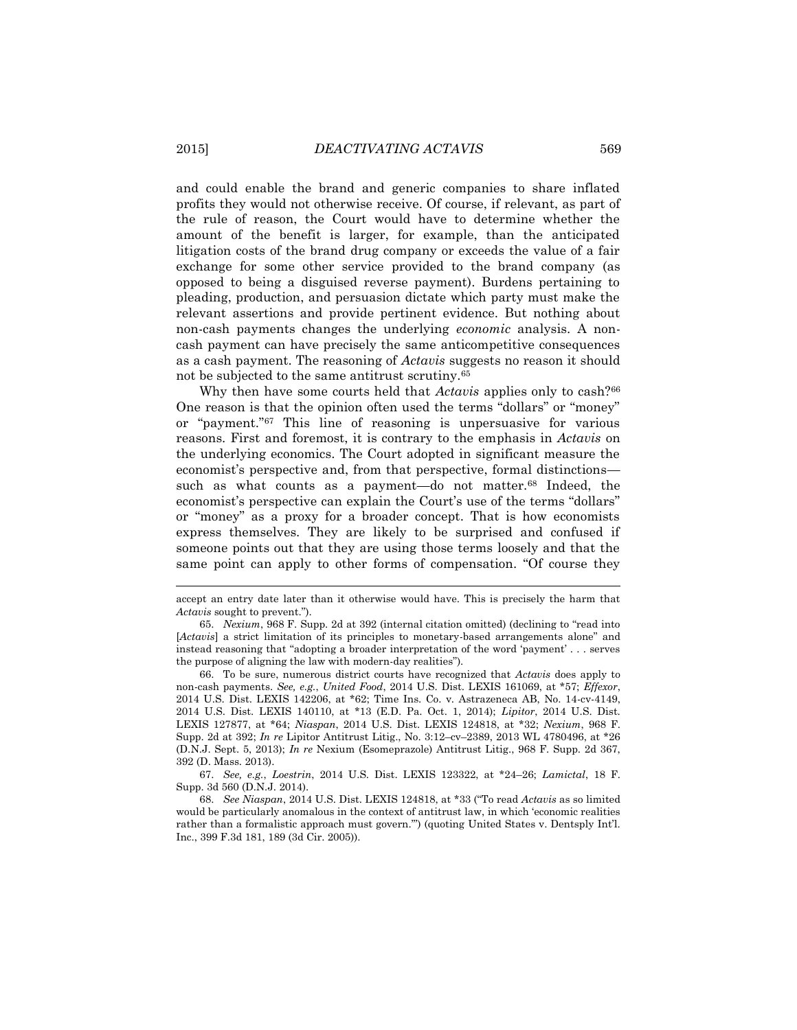and could enable the brand and generic companies to share inflated profits they would not otherwise receive. Of course, if relevant, as part of the rule of reason, the Court would have to determine whether the amount of the benefit is larger, for example, than the anticipated litigation costs of the brand drug company or exceeds the value of a fair exchange for some other service provided to the brand company (as opposed to being a disguised reverse payment). Burdens pertaining to pleading, production, and persuasion dictate which party must make the relevant assertions and provide pertinent evidence. But nothing about non-cash payments changes the underlying *economic* analysis. A non-cash payment can have precisely the same anticompetitive consequences as a cash payment. The reasoning of *Actavis* suggests no reason it should not be subjected to the same antitrust scrutiny.[65]

Why then have some courts held that *Actavis* applies only to cash?[66] One reason is that the opinion often used the terms "dollars" or "money" or "payment."[67] This line of reasoning is unpersuasive for various reasons. First and foremost, it is contrary to the emphasis in *Actavis* on the underlying economics. The Court adopted in significant measure the economist's perspective and, from that perspective, formal distinctions—such as what counts as a payment—do not matter.[68] Indeed, the economist's perspective can explain the Court's use of the terms "dollars" or "money" as a proxy for a broader concept. That is how economists express themselves. They are likely to be surprised and confused if someone points out that they are using those terms loosely and that the same point can apply to other forms of compensation. "Of course they

---

accept an entry date later than it otherwise would have. This is precisely the harm that *Actavis* sought to prevent.").

65. *Nexium*, 968 F. Supp. 2d at 392 (internal citation omitted) (declining to "read into [*Actavis*] a strict limitation of its principles to monetary-based arrangements alone" and instead reasoning that "adopting a broader interpretation of the word 'payment' . . . serves the purpose of aligning the law with modern-day realities").

66. To be sure, numerous district courts have recognized that *Actavis* does apply to non-cash payments. *See, e.g.*, *United Food*, 2014 U.S. Dist. LEXIS 161069, at \*57; *Effexor*, 2014 U.S. Dist. LEXIS 142206, at \*62; Time Ins. Co. v. Astrazeneca AB, No. 14-cv-4149, 2014 U.S. Dist. LEXIS 140110, at \*13 (E.D. Pa. Oct. 1, 2014); *Lipitor*, 2014 U.S. Dist. LEXIS 127877, at \*64; *Niaspan*, 2014 U.S. Dist. LEXIS 124818, at \*32; *Nexium*, 968 F. Supp. 2d at 392; *In re* Lipitor Antitrust Litig., No. 3:12–cv–2389, 2013 WL 4780496, at \*26 (D.N.J. Sept. 5, 2013); *In re* Nexium (Esomeprazole) Antitrust Litig., 968 F. Supp. 2d 367, 392 (D. Mass. 2013).

67. *See, e.g.*, *Loestrin*, 2014 U.S. Dist. LEXIS 123322, at \*24–26; *Lamictal*, 18 F. Supp. 3d 560 (D.N.J. 2014).

68. *See Niaspan*, 2014 U.S. Dist. LEXIS 124818, at \*33 ("To read *Actavis* as so limited would be particularly anomalous in the context of antitrust law, in which 'economic realities rather than a formalistic approach must govern.'") (quoting United States v. Dentsply Int'l. Inc., 399 F.3d 181, 189 (3d Cir. 2005)).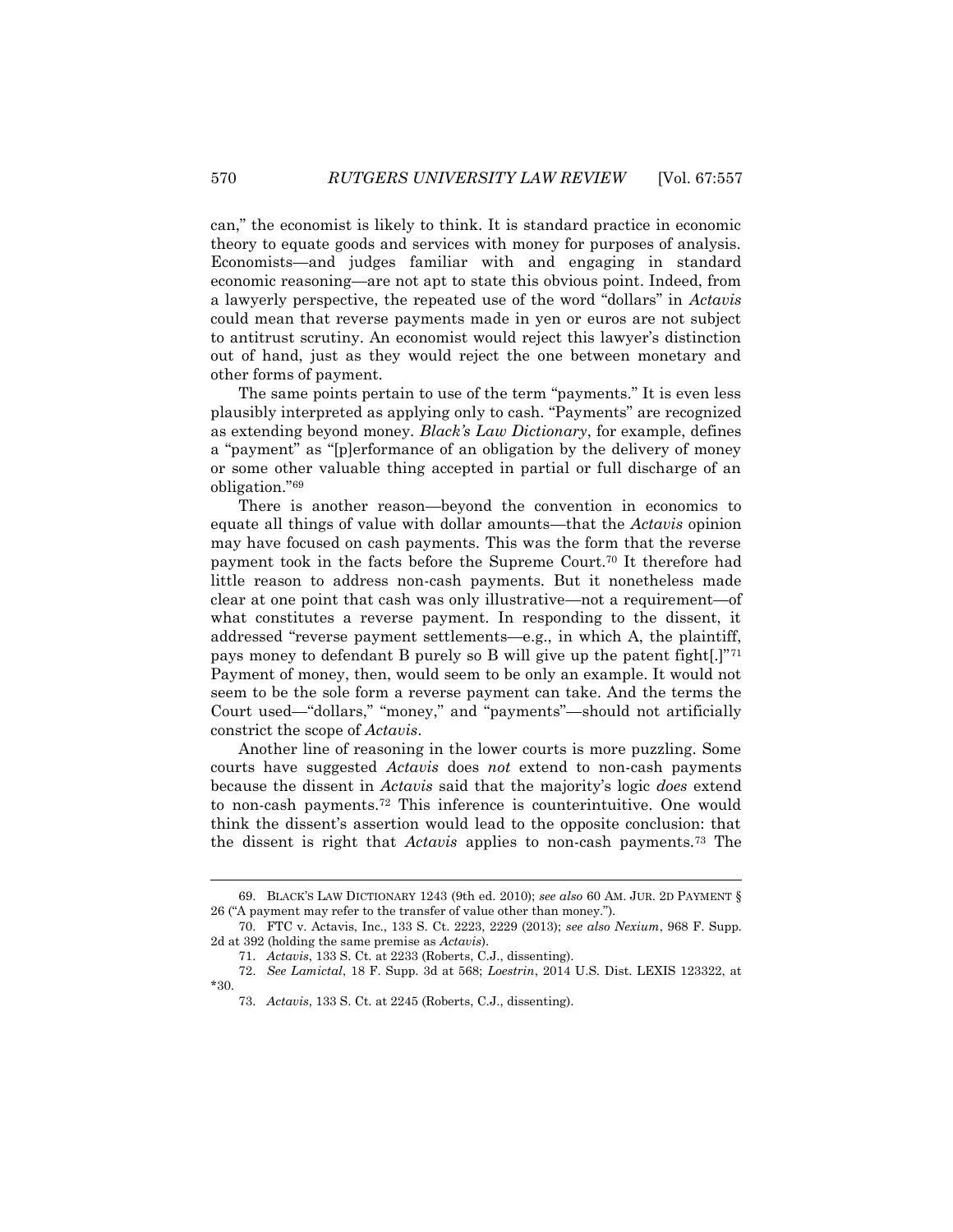can," the economist is likely to think. It is standard practice in economic theory to equate goods and services with money for purposes of analysis. Economists—and judges familiar with and engaging in standard economic reasoning—are not apt to state this obvious point. Indeed, from a lawyerly perspective, the repeated use of the word "dollars" in *Actavis* could mean that reverse payments made in yen or euros are not subject to antitrust scrutiny. An economist would reject this lawyer's distinction out of hand, just as they would reject the one between monetary and other forms of payment.

The same points pertain to use of the term "payments." It is even less plausibly interpreted as applying only to cash. "Payments" are recognized as extending beyond money. *Black's Law Dictionary*, for example, defines a "payment" as "[p]erformance of an obligation by the delivery of money or some other valuable thing accepted in partial or full discharge of an obligation."[69]

There is another reason—beyond the convention in economics to equate all things of value with dollar amounts—that the *Actavis* opinion may have focused on cash payments. This was the form that the reverse payment took in the facts before the Supreme Court.[70] It therefore had little reason to address non-cash payments. But it nonetheless made clear at one point that cash was only illustrative—not a requirement—of what constitutes a reverse payment. In responding to the dissent, it addressed "reverse payment settlements—e.g., in which A, the plaintiff, pays money to defendant B purely so B will give up the patent fight[.]"[71] Payment of money, then, would seem to be only an example. It would not seem to be the sole form a reverse payment can take. And the terms the Court used—"dollars," "money," and "payments"—should not artificially constrict the scope of *Actavis*.

Another line of reasoning in the lower courts is more puzzling. Some courts have suggested *Actavis* does *not* extend to non-cash payments because the dissent in *Actavis* said that the majority's logic *does* extend to non-cash payments.[72] This inference is counterintuitive. One would think the dissent's assertion would lead to the opposite conclusion: that the dissent is right that *Actavis* applies to non-cash payments.[73] The

---

69. BLACK'S LAW DICTIONARY 1243 (9th ed. 2010); *see also* 60 AM. JUR. 2D PAYMENT § 26 ("A payment may refer to the transfer of value other than money.").

70. FTC v. Actavis, Inc., 133 S. Ct. 2223, 2229 (2013); *see also Nexium*, 968 F. Supp. 2d at 392 (holding the same premise as *Actavis*).

71. *Actavis*, 133 S. Ct. at 2233 (Roberts, C.J., dissenting).

72. *See Lamictal*, 18 F. Supp. 3d at 568; *Loestrin*, 2014 U.S. Dist. LEXIS 123322, at *30.

73. *Actavis*, 133 S. Ct. at 2245 (Roberts, C.J., dissenting).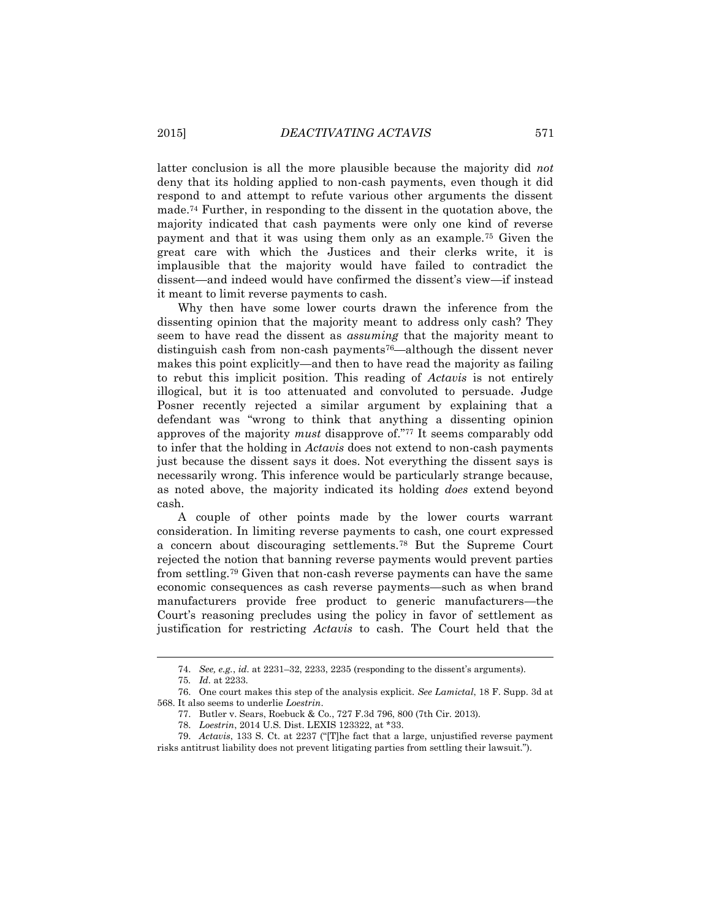latter conclusion is all the more plausible because the majority did *not* deny that its holding applied to non-cash payments, even though it did respond to and attempt to refute various other arguments the dissent made.[74] Further, in responding to the dissent in the quotation above, the majority indicated that cash payments were only one kind of reverse payment and that it was using them only as an example.[75] Given the great care with which the Justices and their clerks write, it is implausible that the majority would have failed to contradict the dissent—and indeed would have confirmed the dissent's view—if instead it meant to limit reverse payments to cash.

Why then have some lower courts drawn the inference from the dissenting opinion that the majority meant to address only cash? They seem to have read the dissent as *assuming* that the majority meant to distinguish cash from non-cash payments[76]—although the dissent never makes this point explicitly—and then to have read the majority as failing to rebut this implicit position. This reading of *Actavis* is not entirely illogical, but it is too attenuated and convoluted to persuade. Judge Posner recently rejected a similar argument by explaining that a defendant was "wrong to think that anything a dissenting opinion approves of the majority *must* disapprove of."[77] It seems comparably odd to infer that the holding in *Actavis* does not extend to non-cash payments just because the dissent says it does. Not everything the dissent says is necessarily wrong. This inference would be particularly strange because, as noted above, the majority indicated its holding *does* extend beyond cash.

A couple of other points made by the lower courts warrant consideration. In limiting reverse payments to cash, one court expressed a concern about discouraging settlements.[78] But the Supreme Court rejected the notion that banning reverse payments would prevent parties from settling.[79] Given that non-cash reverse payments can have the same economic consequences as cash reverse payments—such as when brand manufacturers provide free product to generic manufacturers—the Court's reasoning precludes using the policy in favor of settlement as justification for restricting *Actavis* to cash. The Court held that the

---

74. *See, e.g.*, *id.* at 2231–32, 2233, 2235 (responding to the dissent's arguments).

75. *Id.* at 2233.

76. One court makes this step of the analysis explicit. *See Lamictal*, 18 F. Supp. 3d at 568. It also seems to underlie *Loestrin*.

77. Butler v. Sears, Roebuck & Co., 727 F.3d 796, 800 (7th Cir. 2013).

78. *Loestrin*, 2014 U.S. Dist. LEXIS 123322, at *33.

79. *Actavis*, 133 S. Ct. at 2237 ("[T]he fact that a large, unjustified reverse payment risks antitrust liability does not prevent litigating parties from settling their lawsuit.").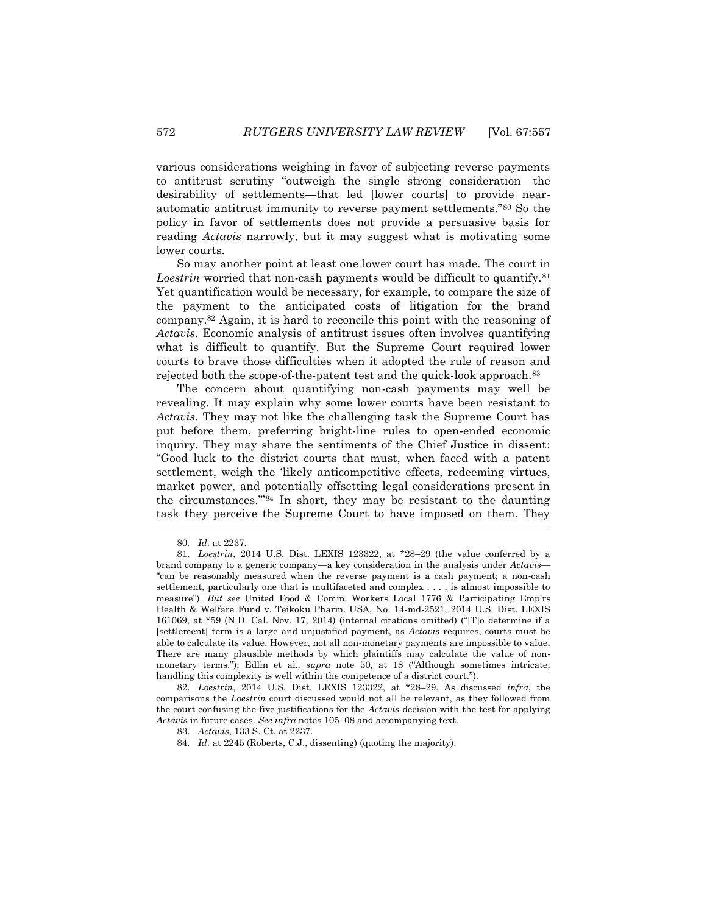various considerations weighing in favor of subjecting reverse payments to antitrust scrutiny "outweigh the single strong consideration—the desirability of settlements—that led [lower courts] to provide near-automatic antitrust immunity to reverse payment settlements."[80] So the policy in favor of settlements does not provide a persuasive basis for reading *Actavis* narrowly, but it may suggest what is motivating some lower courts.

So may another point at least one lower court has made. The court in *Loestrin* worried that non-cash payments would be difficult to quantify.[81] Yet quantification would be necessary, for example, to compare the size of the payment to the anticipated costs of litigation for the brand company.[82] Again, it is hard to reconcile this point with the reasoning of *Actavis*. Economic analysis of antitrust issues often involves quantifying what is difficult to quantify. But the Supreme Court required lower courts to brave those difficulties when it adopted the rule of reason and rejected both the scope-of-the-patent test and the quick-look approach.[83]

The concern about quantifying non-cash payments may well be revealing. It may explain why some lower courts have been resistant to *Actavis*. They may not like the challenging task the Supreme Court has put before them, preferring bright-line rules to open-ended economic inquiry. They may share the sentiments of the Chief Justice in dissent: "Good luck to the district courts that must, when faced with a patent settlement, weigh the 'likely anticompetitive effects, redeeming virtues, market power, and potentially offsetting legal considerations present in the circumstances.'"[84] In short, they may be resistant to the daunting task they perceive the Supreme Court to have imposed on them. They

---

80. *Id.* at 2237.

81. *Loestrin*, 2014 U.S. Dist. LEXIS 123322, at *28–29 (the value conferred by a brand company to a generic company—a key consideration in the analysis under *Actavis*—"can be reasonably measured when the reverse payment is a cash payment; a non-cash settlement, particularly one that is multifaceted and complex . . . , is almost impossible to measure"). *But see* United Food & Comm. Workers Local 1776 & Participating Emp'rs Health & Welfare Fund v. Teikoku Pharm. USA, No. 14-md-2521, 2014 U.S. Dist. LEXIS 161069, at *59 (N.D. Cal. Nov. 17, 2014) (internal citations omitted) ("[T]o determine if a [settlement] term is a large and unjustified payment, as *Actavis* requires, courts must be able to calculate its value. However, not all non-monetary payments are impossible to value. There are many plausible methods by which plaintiffs may calculate the value of non-monetary terms."); Edlin et al., *supra* note 50, at 18 ("Although sometimes intricate, handling this complexity is well within the competence of a district court.").

82. *Loestrin*, 2014 U.S. Dist. LEXIS 123322, at *28–29. As discussed *infra*, the comparisons the *Loestrin* court discussed would not all be relevant, as they followed from the court confusing the five justifications for the *Actavis* decision with the test for applying *Actavis* in future cases. *See infra* notes 105–08 and accompanying text.

83. *Actavis*, 133 S. Ct. at 2237.

84. *Id.* at 2245 (Roberts, C.J., dissenting) (quoting the majority).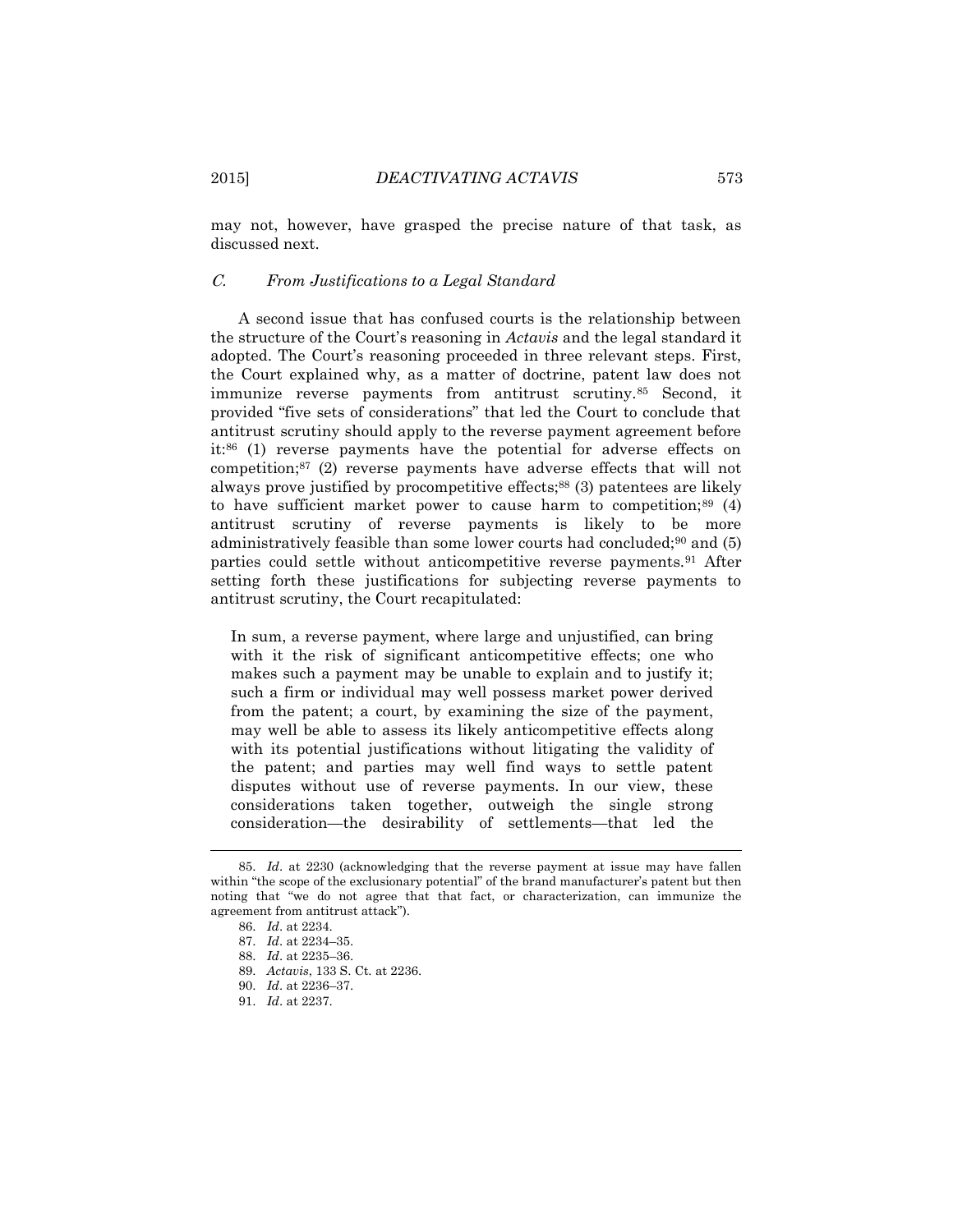may not, however, have grasped the precise nature of that task, as discussed next.

### *C. From Justifications to a Legal Standard*

A second issue that has confused courts is the relationship between the structure of the Court's reasoning in *Actavis* and the legal standard it adopted. The Court's reasoning proceeded in three relevant steps. First, the Court explained why, as a matter of doctrine, patent law does not immunize reverse payments from antitrust scrutiny.[85] Second, it provided "five sets of considerations" that led the Court to conclude that antitrust scrutiny should apply to the reverse payment agreement before it:[86] (1) reverse payments have the potential for adverse effects on competition;[87] (2) reverse payments have adverse effects that will not always prove justified by procompetitive effects;[88] (3) patentees are likely to have sufficient market power to cause harm to competition;[89] (4) antitrust scrutiny of reverse payments is likely to be more administratively feasible than some lower courts had concluded;[90] and (5) parties could settle without anticompetitive reverse payments.[91] After setting forth these justifications for subjecting reverse payments to antitrust scrutiny, the Court recapitulated:

> In sum, a reverse payment, where large and unjustified, can bring with it the risk of significant anticompetitive effects; one who makes such a payment may be unable to explain and to justify it; such a firm or individual may well possess market power derived from the patent; a court, by examining the size of the payment, may well be able to assess its likely anticompetitive effects along with its potential justifications without litigating the validity of the patent; and parties may well find ways to settle patent disputes without use of reverse payments. In our view, these considerations taken together, outweigh the single strong consideration—the desirability of settlements—that led the

---

85. *Id*. at 2230 (acknowledging that the reverse payment at issue may have fallen within "the scope of the exclusionary potential" of the brand manufacturer's patent but then noting that "we do not agree that that fact, or characterization, can immunize the agreement from antitrust attack").

86. *Id*. at 2234.

87. *Id*. at 2234–35.

88. *Id*. at 2235–36.

89. *Actavis*, 133 S. Ct. at 2236.

90. *Id*. at 2236–37.

91. *Id*. at 2237.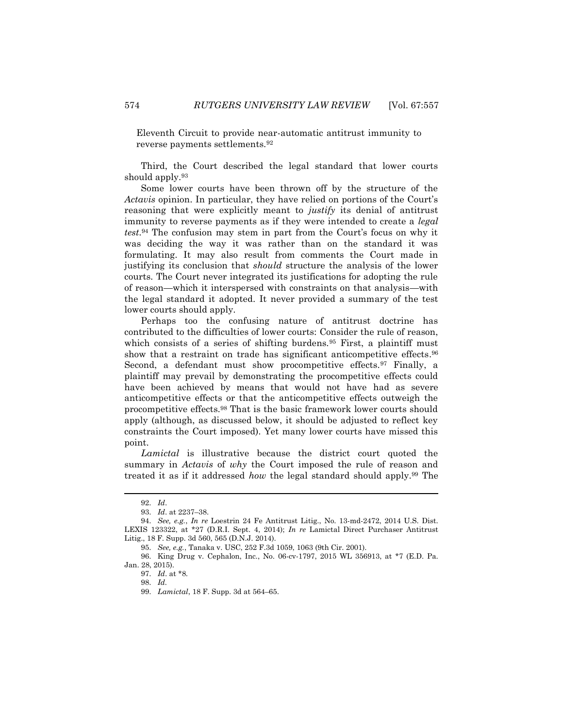Eleventh Circuit to provide near-automatic antitrust immunity to reverse payments settlements.[92]

Third, the Court described the legal standard that lower courts should apply.[93]

Some lower courts have been thrown off by the structure of the *Actavis* opinion. In particular, they have relied on portions of the Court's reasoning that were explicitly meant to *justify* its denial of antitrust immunity to reverse payments as if they were intended to create a *legal test*.[94] The confusion may stem in part from the Court's focus on why it was deciding the way it was rather than on the standard it was formulating. It may also result from comments the Court made in justifying its conclusion that *should* structure the analysis of the lower courts. The Court never integrated its justifications for adopting the rule of reason—which it interspersed with constraints on that analysis—with the legal standard it adopted. It never provided a summary of the test lower courts should apply.

Perhaps too the confusing nature of antitrust doctrine has contributed to the difficulties of lower courts: Consider the rule of reason, which consists of a series of shifting burdens.[95] First, a plaintiff must show that a restraint on trade has significant anticompetitive effects.[96] Second, a defendant must show procompetitive effects.[97] Finally, a plaintiff may prevail by demonstrating the procompetitive effects could have been achieved by means that would not have had as severe anticompetitive effects or that the anticompetitive effects outweigh the procompetitive effects.[98] That is the basic framework lower courts should apply (although, as discussed below, it should be adjusted to reflect key constraints the Court imposed). Yet many lower courts have missed this point.

*Lamictal* is illustrative because the district court quoted the summary in *Actavis* of *why* the Court imposed the rule of reason and treated it as if it addressed *how* the legal standard should apply.[99] The

---

92. *Id*.

93. *Id*. at 2237–38.

94. *See, e.g.*, *In re* Loestrin 24 Fe Antitrust Litig., No. 13-md-2472, 2014 U.S. Dist. LEXIS 123322, at *27 (D.R.I. Sept. 4, 2014); *In re* Lamictal Direct Purchaser Antitrust Litig., 18 F. Supp. 3d 560, 565 (D.N.J. 2014).

95. *See, e.g.*, Tanaka v. USC, 252 F.3d 1059, 1063 (9th Cir. 2001).

96. King Drug v. Cephalon, Inc., No. 06-cv-1797, 2015 WL 356913, at *7 (E.D. Pa. Jan. 28, 2015).

97. *Id*. at *8.

98. *Id*.

99. *Lamictal*, 18 F. Supp. 3d at 564–65.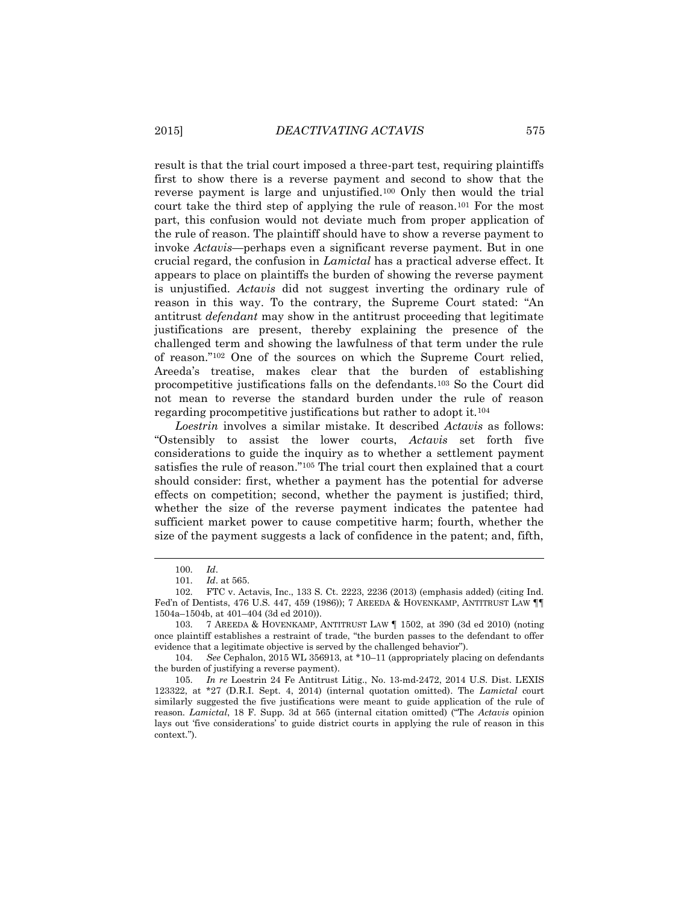result is that the trial court imposed a three-part test, requiring plaintiffs first to show there is a reverse payment and second to show that the reverse payment is large and unjustified.[100] Only then would the trial court take the third step of applying the rule of reason.[101] For the most part, this confusion would not deviate much from proper application of the rule of reason. The plaintiff should have to show a reverse payment to invoke *Actavis*—perhaps even a significant reverse payment. But in one crucial regard, the confusion in *Lamictal* has a practical adverse effect. It appears to place on plaintiffs the burden of showing the reverse payment is unjustified. *Actavis* did not suggest inverting the ordinary rule of reason in this way. To the contrary, the Supreme Court stated: "An antitrust *defendant* may show in the antitrust proceeding that legitimate justifications are present, thereby explaining the presence of the challenged term and showing the lawfulness of that term under the rule of reason."[102] One of the sources on which the Supreme Court relied, Areeda's treatise, makes clear that the burden of establishing procompetitive justifications falls on the defendants.[103] So the Court did not mean to reverse the standard burden under the rule of reason regarding procompetitive justifications but rather to adopt it.[104]

*Loestrin* involves a similar mistake. It described *Actavis* as follows: "Ostensibly to assist the lower courts, *Actavis* set forth five considerations to guide the inquiry as to whether a settlement payment satisfies the rule of reason."[105] The trial court then explained that a court should consider: first, whether a payment has the potential for adverse effects on competition; second, whether the payment is justified; third, whether the size of the reverse payment indicates the patentee had sufficient market power to cause competitive harm; fourth, whether the size of the payment suggests a lack of confidence in the patent; and, fifth,

---

100. *Id*.

101. *Id*. at 565.

102. FTC v. Actavis, Inc., 133 S. Ct. 2223, 2236 (2013) (emphasis added) (citing Ind. Fed'n of Dentists, 476 U.S. 447, 459 (1986)); 7 AREEDA & HOVENKAMP, ANTITRUST LAW ¶¶ 1504a–1504b, at 401–404 (3d ed 2010)).

103. 7 AREEDA & HOVENKAMP, ANTITRUST LAW ¶ 1502, at 390 (3d ed 2010) (noting once plaintiff establishes a restraint of trade, "the burden passes to the defendant to offer evidence that a legitimate objective is served by the challenged behavior").

104. *See* Cephalon, 2015 WL 356913, at *10–11 (appropriately placing on defendants the burden of justifying a reverse payment).

105. *In re* Loestrin 24 Fe Antitrust Litig., No. 13-md-2472, 2014 U.S. Dist. LEXIS 123322, at *27 (D.R.I. Sept. 4, 2014) (internal quotation omitted). The *Lamictal* court similarly suggested the five justifications were meant to guide application of the rule of reason. *Lamictal*, 18 F. Supp. 3d at 565 (internal citation omitted) ("The *Actavis* opinion lays out 'five considerations' to guide district courts in applying the rule of reason in this context.").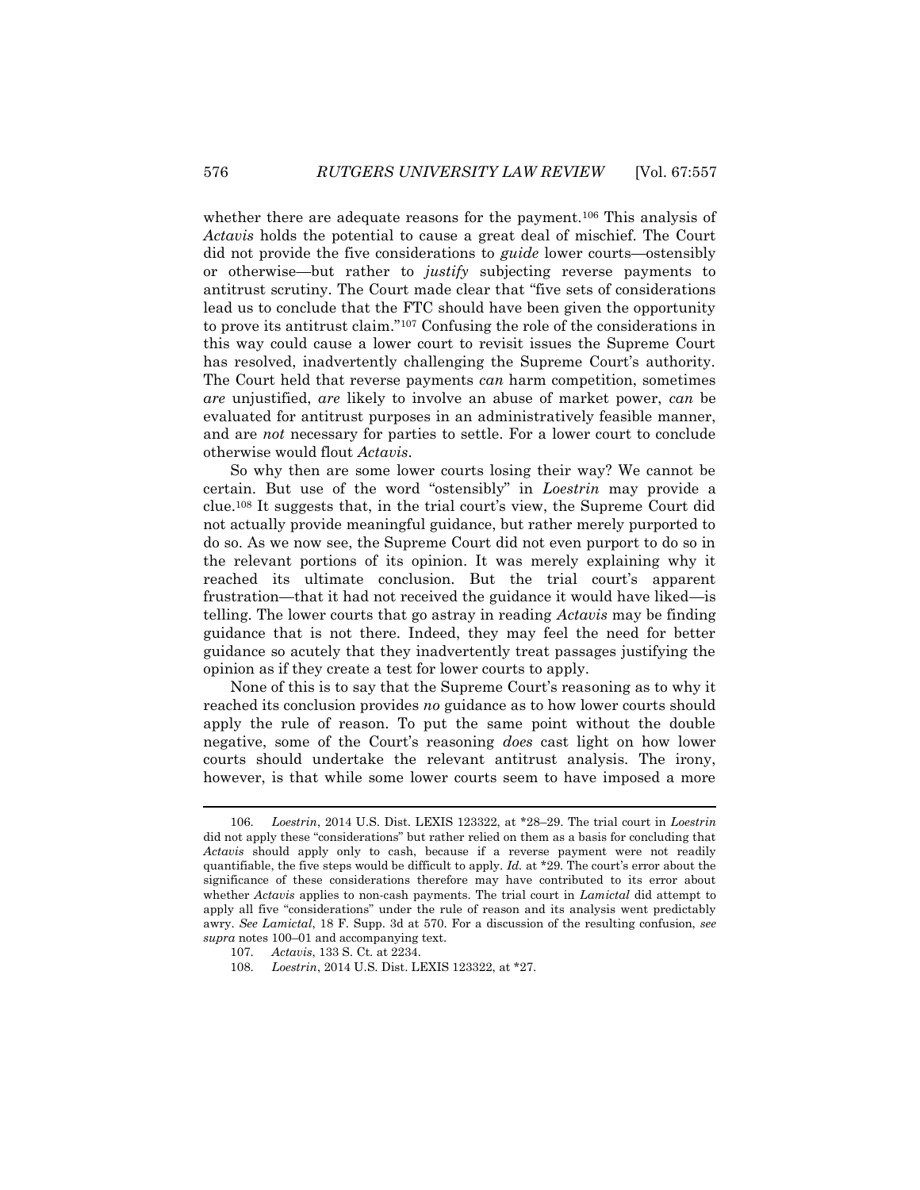whether there are adequate reasons for the payment.[106] This analysis of *Actavis* holds the potential to cause a great deal of mischief. The Court did not provide the five considerations to *guide* lower courts—ostensibly or otherwise—but rather to *justify* subjecting reverse payments to antitrust scrutiny. The Court made clear that "five sets of considerations lead us to conclude that the FTC should have been given the opportunity to prove its antitrust claim."[107] Confusing the role of the considerations in this way could cause a lower court to revisit issues the Supreme Court has resolved, inadvertently challenging the Supreme Court's authority. The Court held that reverse payments *can* harm competition, sometimes *are* unjustified, *are* likely to involve an abuse of market power, *can* be evaluated for antitrust purposes in an administratively feasible manner, and are *not* necessary for parties to settle. For a lower court to conclude otherwise would flout *Actavis*.

So why then are some lower courts losing their way? We cannot be certain. But use of the word "ostensibly" in *Loestrin* may provide a clue.[108] It suggests that, in the trial court's view, the Supreme Court did not actually provide meaningful guidance, but rather merely purported to do so. As we now see, the Supreme Court did not even purport to do so in the relevant portions of its opinion. It was merely explaining why it reached its ultimate conclusion. But the trial court's apparent frustration—that it had not received the guidance it would have liked—is telling. The lower courts that go astray in reading *Actavis* may be finding guidance that is not there. Indeed, they may feel the need for better guidance so acutely that they inadvertently treat passages justifying the opinion as if they create a test for lower courts to apply.

None of this is to say that the Supreme Court's reasoning as to why it reached its conclusion provides *no* guidance as to how lower courts should apply the rule of reason. To put the same point without the double negative, some of the Court's reasoning *does* cast light on how lower courts should undertake the relevant antitrust analysis. The irony, however, is that while some lower courts seem to have imposed a more

---

106. *Loestrin*, 2014 U.S. Dist. LEXIS 123322, at *28–29. The trial court in *Loestrin* did not apply these "considerations" but rather relied on them as a basis for concluding that *Actavis* should apply only to cash, because if a reverse payment were not readily quantifiable, the five steps would be difficult to apply. *Id.* at *29. The court's error about the significance of these considerations therefore may have contributed to its error about whether *Actavis* applies to non-cash payments. The trial court in *Lamictal* did attempt to apply all five "considerations" under the rule of reason and its analysis went predictably awry. *See Lamictal*, 18 F. Supp. 3d at 570. For a discussion of the resulting confusion, *see supra* notes 100–01 and accompanying text.

107. *Actavis*, 133 S. Ct. at 2234.

108. *Loestrin*, 2014 U.S. Dist. LEXIS 123322, at *27.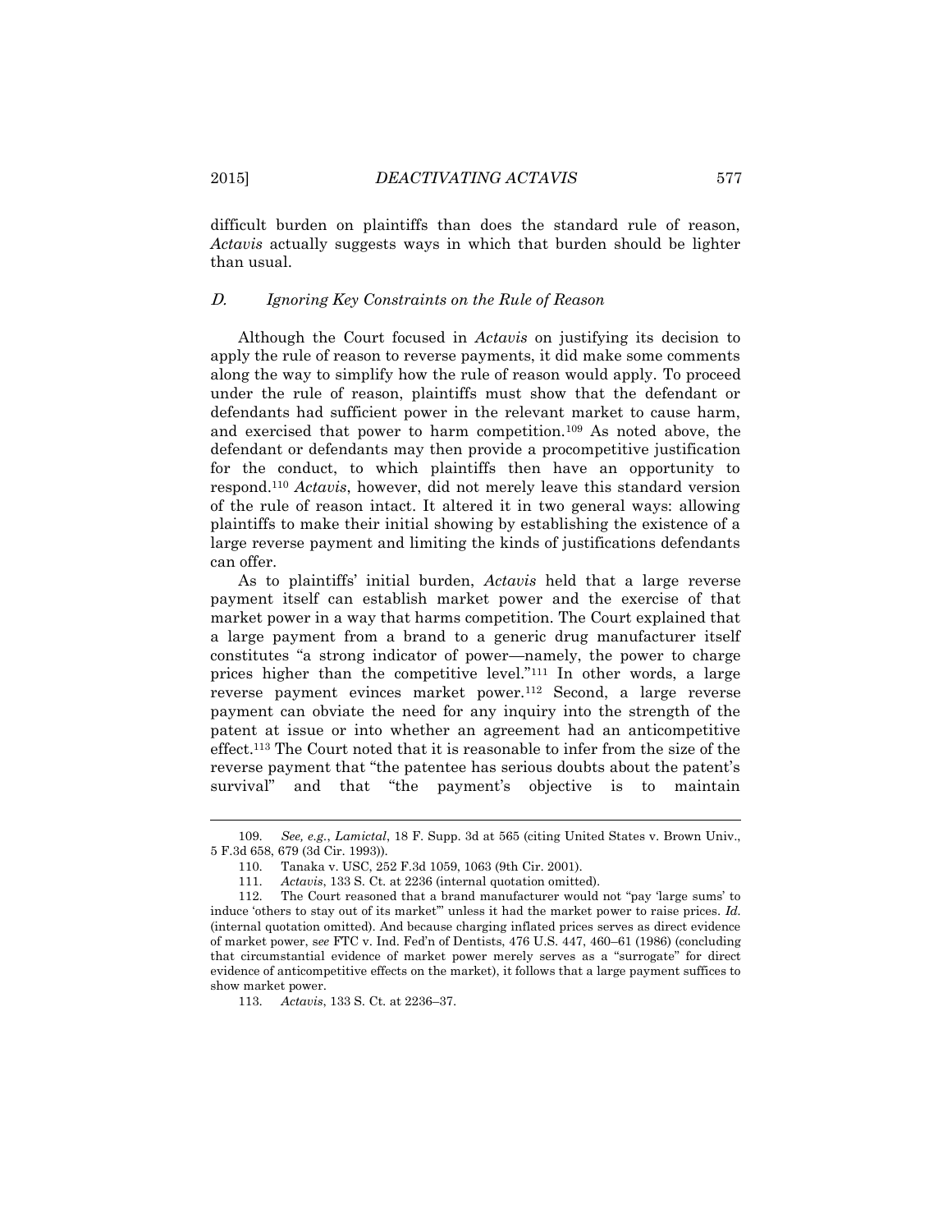difficult burden on plaintiffs than does the standard rule of reason, *Actavis* actually suggests ways in which that burden should be lighter than usual.

### *D. Ignoring Key Constraints on the Rule of Reason*

Although the Court focused in *Actavis* on justifying its decision to apply the rule of reason to reverse payments, it did make some comments along the way to simplify how the rule of reason would apply. To proceed under the rule of reason, plaintiffs must show that the defendant or defendants had sufficient power in the relevant market to cause harm, and exercised that power to harm competition.[109] As noted above, the defendant or defendants may then provide a procompetitive justification for the conduct, to which plaintiffs then have an opportunity to respond.[110] *Actavis*, however, did not merely leave this standard version of the rule of reason intact. It altered it in two general ways: allowing plaintiffs to make their initial showing by establishing the existence of a large reverse payment and limiting the kinds of justifications defendants can offer.

As to plaintiffs' initial burden, *Actavis* held that a large reverse payment itself can establish market power and the exercise of that market power in a way that harms competition. The Court explained that a large payment from a brand to a generic drug manufacturer itself constitutes "a strong indicator of power—namely, the power to charge prices higher than the competitive level."[111] In other words, a large reverse payment evinces market power.[112] Second, a large reverse payment can obviate the need for any inquiry into the strength of the patent at issue or into whether an agreement had an anticompetitive effect.[113] The Court noted that it is reasonable to infer from the size of the reverse payment that "the patentee has serious doubts about the patent's survival" and that "the payment's objective is to maintain

---

109. *See, e.g.*, *Lamictal*, 18 F. Supp. 3d at 565 (citing United States v. Brown Univ., 5 F.3d 658, 679 (3d Cir. 1993)).

110. Tanaka v. USC, 252 F.3d 1059, 1063 (9th Cir. 2001).

111. *Actavis*, 133 S. Ct. at 2236 (internal quotation omitted).

112. The Court reasoned that a brand manufacturer would not "pay 'large sums' to induce 'others to stay out of its market'" unless it had the market power to raise prices. *Id.* (internal quotation omitted). And because charging inflated prices serves as direct evidence of market power, *see* FTC v. Ind. Fed'n of Dentists, 476 U.S. 447, 460–61 (1986) (concluding that circumstantial evidence of market power merely serves as a "surrogate" for direct evidence of anticompetitive effects on the market), it follows that a large payment suffices to show market power.

113. *Actavis*, 133 S. Ct. at 2236–37.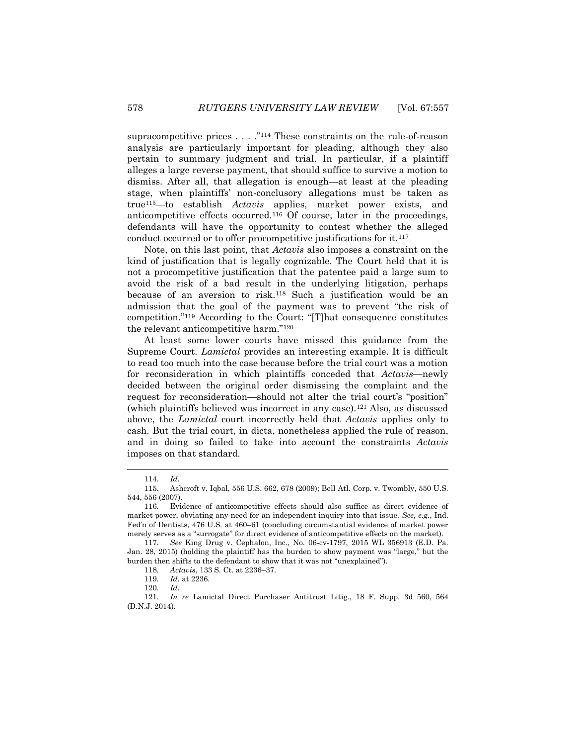supracompetitive prices . . . ."[114] These constraints on the rule-of-reason analysis are particularly important for pleading, although they also pertain to summary judgment and trial. In particular, if a plaintiff alleges a large reverse payment, that should suffice to survive a motion to dismiss. After all, that allegation is enough—at least at the pleading stage, when plaintiffs' non-conclusory allegations must be taken as true[115]—to establish *Actavis* applies, market power exists, and anticompetitive effects occurred.[116] Of course, later in the proceedings, defendants will have the opportunity to contest whether the alleged conduct occurred or to offer procompetitive justifications for it.[117]

Note, on this last point, that *Actavis* also imposes a constraint on the kind of justification that is legally cognizable. The Court held that it is not a procompetitive justification that the patentee paid a large sum to avoid the risk of a bad result in the underlying litigation, perhaps because of an aversion to risk.[118] Such a justification would be an admission that the goal of the payment was to prevent "the risk of competition."[119] According to the Court: "[T]hat consequence constitutes the relevant anticompetitive harm."[120]

At least some lower courts have missed this guidance from the Supreme Court. *Lamictal* provides an interesting example. It is difficult to read too much into the case because before the trial court was a motion for reconsideration in which plaintiffs conceded that *Actavis*—newly decided between the original order dismissing the complaint and the request for reconsideration—should not alter the trial court's "position" (which plaintiffs believed was incorrect in any case).[121] Also, as discussed above, the *Lamictal* court incorrectly held that *Actavis* applies only to cash. But the trial court, in dicta, nonetheless applied the rule of reason, and in doing so failed to take into account the constraints *Actavis* imposes on that standard.

---

114. *Id.*

115. Ashcroft v. Iqbal, 556 U.S. 662, 678 (2009); Bell Atl. Corp. v. Twombly, 550 U.S. 544, 556 (2007).

116. Evidence of anticompetitive effects should also suffice as direct evidence of market power, obviating any need for an independent inquiry into that issue. *See, e.g.*, Ind. Fed'n of Dentists, 476 U.S. at 460–61 (concluding circumstantial evidence of market power merely serves as a "surrogate" for direct evidence of anticompetitive effects on the market).

117. *See* King Drug v. Cephalon, Inc., No. 06-cv-1797, 2015 WL 356913 (E.D. Pa. Jan. 28, 2015) (holding the plaintiff has the burden to show payment was "large," but the burden then shifts to the defendant to show that it was not "unexplained").

118. *Actavis*, 133 S. Ct. at 2236–37.

119. *Id.* at 2236.

120. *Id.*

121. *In re* Lamictal Direct Purchaser Antitrust Litig., 18 F. Supp. 3d 560, 564 (D.N.J. 2014).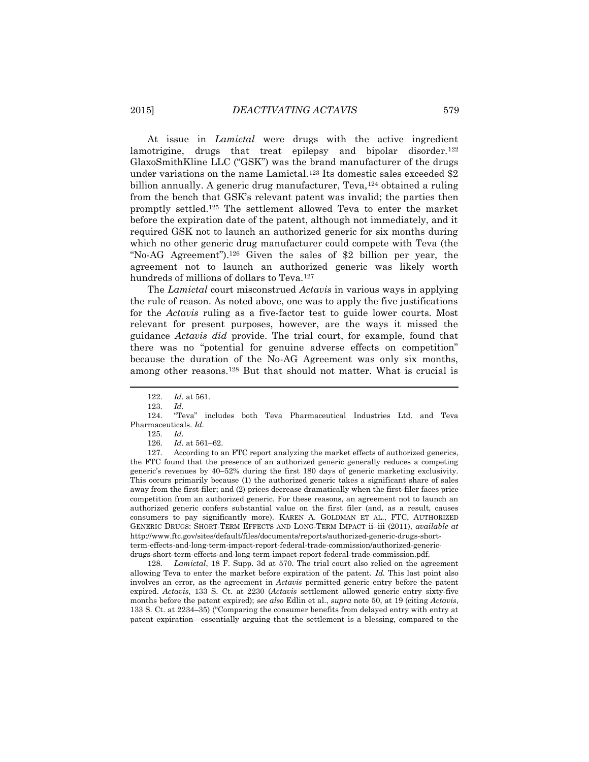At issue in *Lamictal* were drugs with the active ingredient lamotrigine, drugs that treat epilepsy and bipolar disorder.[122] GlaxoSmithKline LLC ("GSK") was the brand manufacturer of the drugs under variations on the name Lamictal.[123] Its domestic sales exceeded $2 billion annually. A generic drug manufacturer, Teva,[124] obtained a ruling from the bench that GSK's relevant patent was invalid; the parties then promptly settled.[125] The settlement allowed Teva to enter the market before the expiration date of the patent, although not immediately, and it required GSK not to launch an authorized generic for six months during which no other generic drug manufacturer could compete with Teva (the "No-AG Agreement").[126] Given the sales of $2 billion per year, the agreement not to launch an authorized generic was likely worth hundreds of millions of dollars to Teva.[127]

The *Lamictal* court misconstrued *Actavis* in various ways in applying the rule of reason. As noted above, one was to apply the five justifications for the *Actavis* ruling as a five-factor test to guide lower courts. Most relevant for present purposes, however, are the ways it missed the guidance *Actavis did* provide. The trial court, for example, found that there was no "potential for genuine adverse effects on competition" because the duration of the No-AG Agreement was only six months, among other reasons.[128] But that should not matter. What is crucial is

---

122. *Id.* at 561.

123. *Id.*

124. "Teva" includes both Teva Pharmaceutical Industries Ltd. and Teva Pharmaceuticals. *Id.*

125. *Id.*

126. *Id.* at 561–62.

127. According to an FTC report analyzing the market effects of authorized generics, the FTC found that the presence of an authorized generic generally reduces a competing generic's revenues by 40–52% during the first 180 days of generic marketing exclusivity. This occurs primarily because (1) the authorized generic takes a significant share of sales away from the first-filer; and (2) prices decrease dramatically when the first-filer faces price competition from an authorized generic. For these reasons, an agreement not to launch an authorized generic confers substantial value on the first filer (and, as a result, causes consumers to pay significantly more). KAREN A. GOLDMAN ET AL., FTC, AUTHORIZED GENERIC DRUGS: SHORT-TERM EFFECTS AND LONG-TERM IMPACT ii–iii (2011), *available at* http://www.ftc.gov/sites/default/files/documents/reports/authorized-generic-drugs-short-term-effects-and-long-term-impact-report-federal-trade-commission/authorized-generic-drugs-short-term-effects-and-long-term-impact-report-federal-trade-commission.pdf.

128. *Lamictal*, 18 F. Supp. 3d at 570. The trial court also relied on the agreement allowing Teva to enter the market before expiration of the patent. *Id.* This last point also involves an error, as the agreement in *Actavis* permitted generic entry before the patent expired. *Actavis*, 133 S. Ct. at 2230 (*Actavis* settlement allowed generic entry sixty-five months before the patent expired); *see also* Edlin et al., *supra* note 50, at 19 (citing *Actavis*, 133 S. Ct. at 2234–35) ("Comparing the consumer benefits from delayed entry with entry at patent expiration—essentially arguing that the settlement is a blessing, compared to the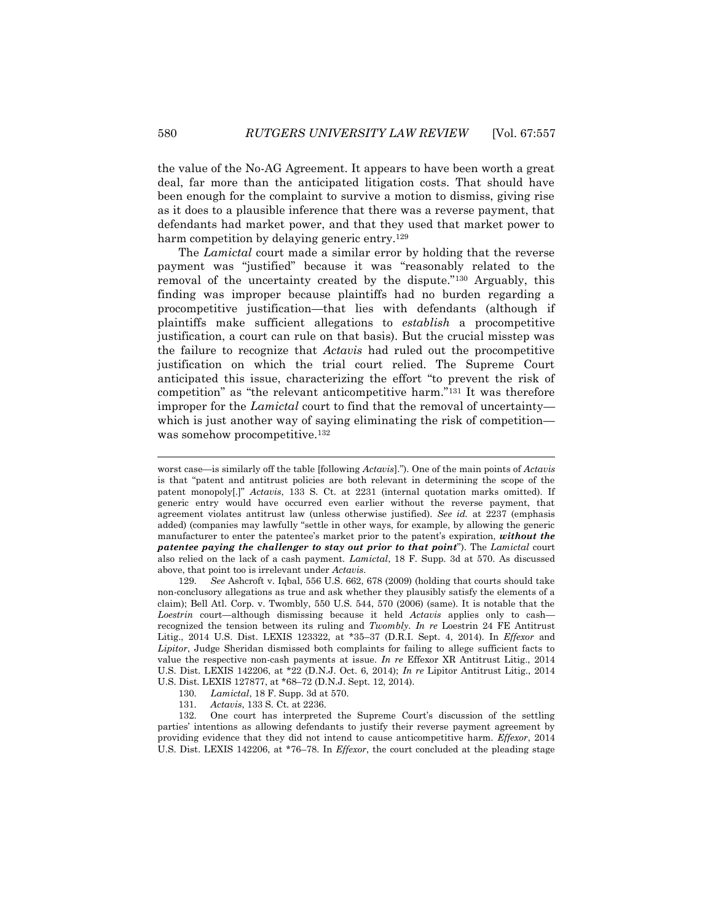the value of the No-AG Agreement. It appears to have been worth a great deal, far more than the anticipated litigation costs. That should have been enough for the complaint to survive a motion to dismiss, giving rise as it does to a plausible inference that there was a reverse payment, that defendants had market power, and that they used that market power to harm competition by delaying generic entry.[129]

The *Lamictal* court made a similar error by holding that the reverse payment was "justified" because it was "reasonably related to the removal of the uncertainty created by the dispute."[130] Arguably, this finding was improper because plaintiffs had no burden regarding a procompetitive justification—that lies with defendants (although if plaintiffs make sufficient allegations to *establish* a procompetitive justification, a court can rule on that basis). But the crucial misstep was the failure to recognize that *Actavis* had ruled out the procompetitive justification on which the trial court relied. The Supreme Court anticipated this issue, characterizing the effort "to prevent the risk of competition" as "the relevant anticompetitive harm."[131] It was therefore improper for the *Lamictal* court to find that the removal of uncertainty—which is just another way of saying eliminating the risk of competition—was somehow procompetitive.[132]

---

worst case—is similarly off the table [following *Actavis*]."). One of the main points of *Actavis* is that "patent and antitrust policies are both relevant in determining the scope of the patent monopoly[.]" *Actavis*, 133 S. Ct. at 2231 (internal quotation marks omitted). If generic entry would have occurred even earlier without the reverse payment, that agreement violates antitrust law (unless otherwise justified). *See id.* at 2237 (emphasis added) (companies may lawfully "settle in other ways, for example, by allowing the generic manufacturer to enter the patentee's market prior to the patent's expiration, ***without the patentee paying the challenger to stay out prior to that point***"). The *Lamictal* court also relied on the lack of a cash payment. *Lamictal*, 18 F. Supp. 3d at 570. As discussed above, that point too is irrelevant under *Actavis*.

129. *See* Ashcroft v. Iqbal, 556 U.S. 662, 678 (2009) (holding that courts should take non-conclusory allegations as true and ask whether they plausibly satisfy the elements of a claim); Bell Atl. Corp. v. Twombly, 550 U.S. 544, 570 (2006) (same). It is notable that the *Loestrin* court—although dismissing because it held *Actavis* applies only to cash—recognized the tension between its ruling and *Twombly*. *In re* Loestrin 24 FE Antitrust Litig., 2014 U.S. Dist. LEXIS 123322, at *35–37 (D.R.I. Sept. 4, 2014). In *Effexor* and *Lipitor*, Judge Sheridan dismissed both complaints for failing to allege sufficient facts to value the respective non-cash payments at issue. *In re* Effexor XR Antitrust Litig., 2014 U.S. Dist. LEXIS 142206, at *22 (D.N.J. Oct. 6, 2014); *In re* Lipitor Antitrust Litig., 2014 U.S. Dist. LEXIS 127877, at *68–72 (D.N.J. Sept. 12, 2014).

130. *Lamictal*, 18 F. Supp. 3d at 570.

131. *Actavis*, 133 S. Ct. at 2236.

132. One court has interpreted the Supreme Court's discussion of the settling parties' intentions as allowing defendants to justify their reverse payment agreement by providing evidence that they did not intend to cause anticompetitive harm. *Effexor*, 2014 U.S. Dist. LEXIS 142206, at *76–78. In *Effexor*, the court concluded at the pleading stage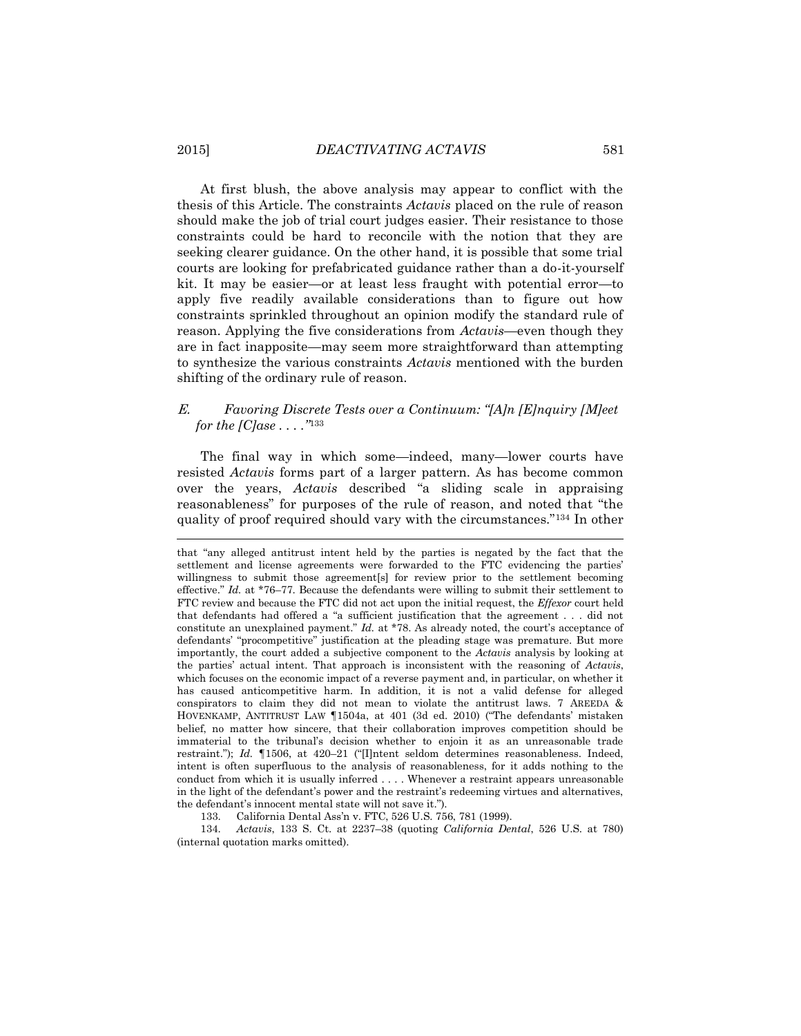At first blush, the above analysis may appear to conflict with the thesis of this Article. The constraints *Actavis* placed on the rule of reason should make the job of trial court judges easier. Their resistance to those constraints could be hard to reconcile with the notion that they are seeking clearer guidance. On the other hand, it is possible that some trial courts are looking for prefabricated guidance rather than a do-it-yourself kit. It may be easier—or at least less fraught with potential error—to apply five readily available considerations than to figure out how constraints sprinkled throughout an opinion modify the standard rule of reason. Applying the five considerations from *Actavis*—even though they are in fact inapposite—may seem more straightforward than attempting to synthesize the various constraints *Actavis* mentioned with the burden shifting of the ordinary rule of reason.

### *E. Favoring Discrete Tests over a Continuum: "[A]n [E]nquiry [M]eet for the [C]ase . . . ."*[133]

The final way in which some—indeed, many—lower courts have resisted *Actavis* forms part of a larger pattern. As has become common over the years, *Actavis* described "a sliding scale in appraising reasonableness" for purposes of the rule of reason, and noted that "the quality of proof required should vary with the circumstances."[134] In other

---

that "any alleged antitrust intent held by the parties is negated by the fact that the settlement and license agreements were forwarded to the FTC evidencing the parties' willingness to submit those agreement[s] for review prior to the settlement becoming effective." *Id.* at *76–77. Because the defendants were willing to submit their settlement to FTC review and because the FTC did not act upon the initial request, the *Effexor* court held that defendants had offered a "a sufficient justification that the agreement . . . did not constitute an unexplained payment." *Id.* at *78. As already noted, the court's acceptance of defendants' "procompetitive" justification at the pleading stage was premature. But more importantly, the court added a subjective component to the *Actavis* analysis by looking at the parties' actual intent. That approach is inconsistent with the reasoning of *Actavis*, which focuses on the economic impact of a reverse payment and, in particular, on whether it has caused anticompetitive harm. In addition, it is not a valid defense for alleged conspirators to claim they did not mean to violate the antitrust laws. 7 AREEDA & HOVENKAMP, ANTITRUST LAW ¶1504a, at 401 (3d ed. 2010) ("The defendants' mistaken belief, no matter how sincere, that their collaboration improves competition should be immaterial to the tribunal's decision whether to enjoin it as an unreasonable trade restraint."); *Id.* ¶1506, at 420–21 ("[I]ntent seldom determines reasonableness. Indeed, intent is often superfluous to the analysis of reasonableness, for it adds nothing to the conduct from which it is usually inferred . . . . Whenever a restraint appears unreasonable in the light of the defendant's power and the restraint's redeeming virtues and alternatives, the defendant's innocent mental state will not save it.").

133. California Dental Ass'n v. FTC, 526 U.S. 756, 781 (1999).

134. *Actavis*, 133 S. Ct. at 2237–38 (quoting *California Dental*, 526 U.S. at 780) (internal quotation marks omitted).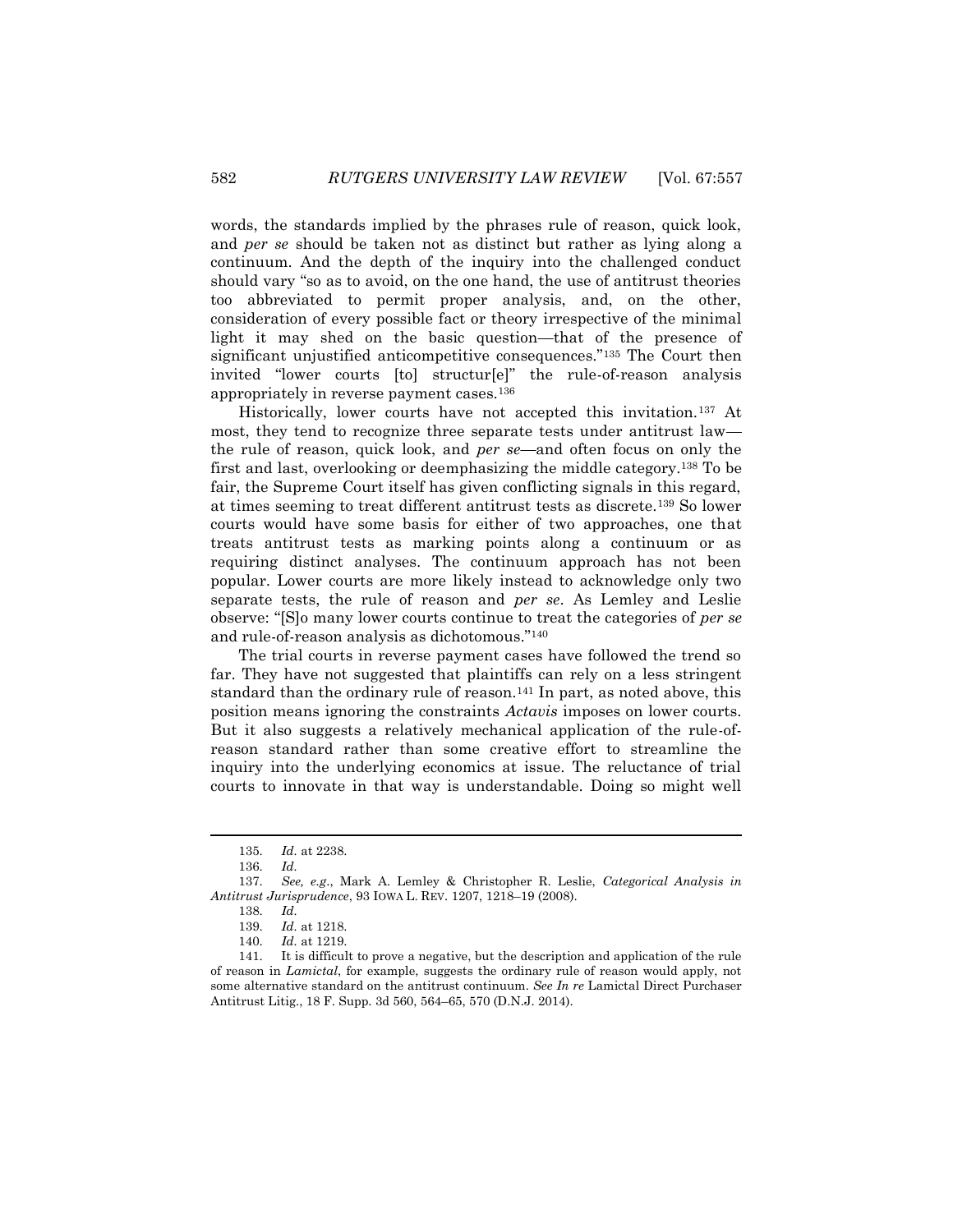words, the standards implied by the phrases rule of reason, quick look, and *per se* should be taken not as distinct but rather as lying along a continuum. And the depth of the inquiry into the challenged conduct should vary "so as to avoid, on the one hand, the use of antitrust theories too abbreviated to permit proper analysis, and, on the other, consideration of every possible fact or theory irrespective of the minimal light it may shed on the basic question—that of the presence of significant unjustified anticompetitive consequences."[135] The Court then invited "lower courts [to] structur[e]" the rule-of-reason analysis appropriately in reverse payment cases.[136]

Historically, lower courts have not accepted this invitation.[137] At most, they tend to recognize three separate tests under antitrust law—the rule of reason, quick look, and *per se*—and often focus on only the first and last, overlooking or deemphasizing the middle category.[138] To be fair, the Supreme Court itself has given conflicting signals in this regard, at times seeming to treat different antitrust tests as discrete.[139] So lower courts would have some basis for either of two approaches, one that treats antitrust tests as marking points along a continuum or as requiring distinct analyses. The continuum approach has not been popular. Lower courts are more likely instead to acknowledge only two separate tests, the rule of reason and *per se*. As Lemley and Leslie observe: "[S]o many lower courts continue to treat the categories of *per se* and rule-of-reason analysis as dichotomous."[140]

The trial courts in reverse payment cases have followed the trend so far. They have not suggested that plaintiffs can rely on a less stringent standard than the ordinary rule of reason.[141] In part, as noted above, this position means ignoring the constraints *Actavis* imposes on lower courts. But it also suggests a relatively mechanical application of the rule-of-reason standard rather than some creative effort to streamline the inquiry into the underlying economics at issue. The reluctance of trial courts to innovate in that way is understandable. Doing so might well

---

135. *Id.* at 2238.

136. *Id.*

137. *See, e.g.*, Mark A. Lemley & Christopher R. Leslie, *Categorical Analysis in Antitrust Jurisprudence*, 93 IOWA L. REV. 1207, 1218–19 (2008).

138. *Id.*

139. *Id.* at 1218.

140. *Id.* at 1219.

141. It is difficult to prove a negative, but the description and application of the rule of reason in *Lamictal*, for example, suggests the ordinary rule of reason would apply, not some alternative standard on the antitrust continuum. *See In re* Lamictal Direct Purchaser Antitrust Litig., 18 F. Supp. 3d 560, 564–65, 570 (D.N.J. 2014).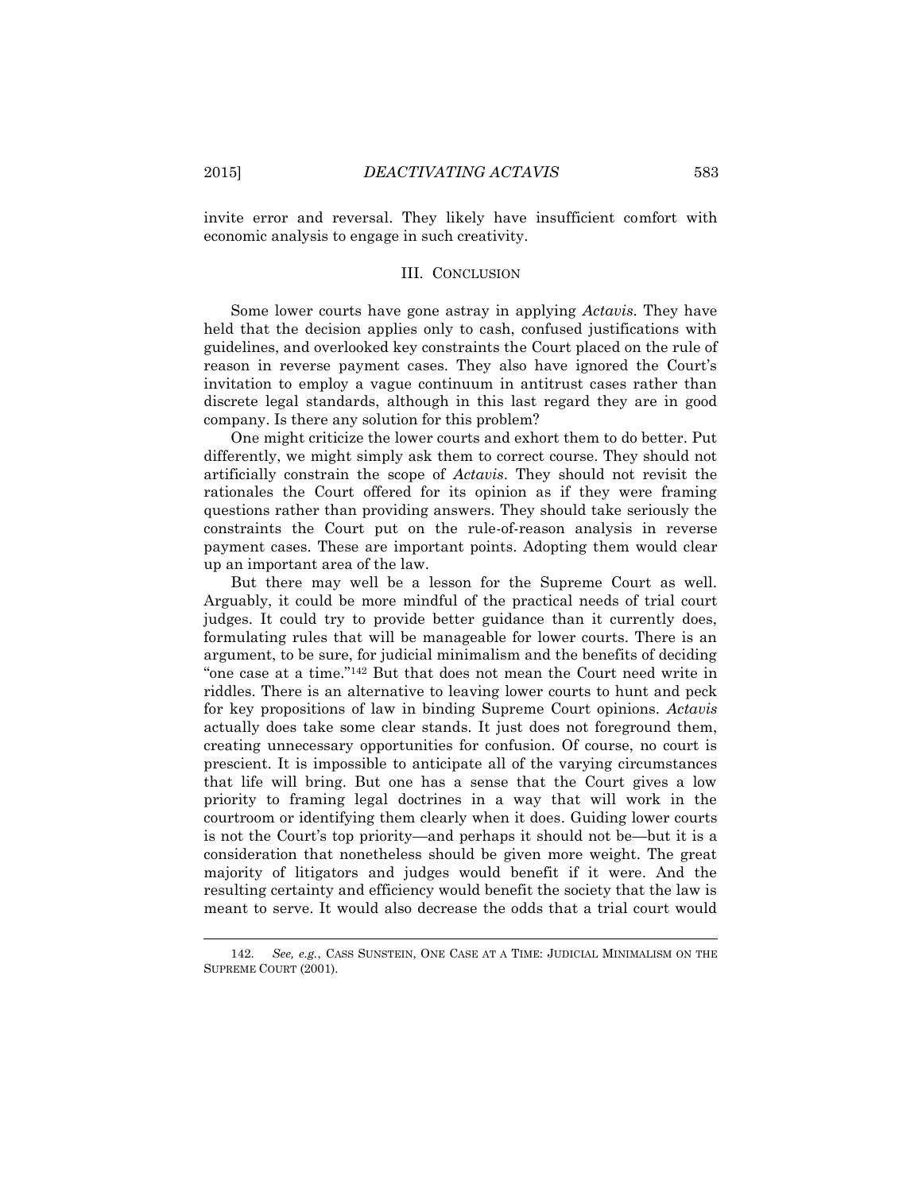invite error and reversal. They likely have insufficient comfort with economic analysis to engage in such creativity.

## III. CONCLUSION

Some lower courts have gone astray in applying *Actavis*. They have held that the decision applies only to cash, confused justifications with guidelines, and overlooked key constraints the Court placed on the rule of reason in reverse payment cases. They also have ignored the Court's invitation to employ a vague continuum in antitrust cases rather than discrete legal standards, although in this last regard they are in good company. Is there any solution for this problem?

One might criticize the lower courts and exhort them to do better. Put differently, we might simply ask them to correct course. They should not artificially constrain the scope of *Actavis*. They should not revisit the rationales the Court offered for its opinion as if they were framing questions rather than providing answers. They should take seriously the constraints the Court put on the rule-of-reason analysis in reverse payment cases. These are important points. Adopting them would clear up an important area of the law.

But there may well be a lesson for the Supreme Court as well. Arguably, it could be more mindful of the practical needs of trial court judges. It could try to provide better guidance than it currently does, formulating rules that will be manageable for lower courts. There is an argument, to be sure, for judicial minimalism and the benefits of deciding "one case at a time."[142] But that does not mean the Court need write in riddles. There is an alternative to leaving lower courts to hunt and peck for key propositions of law in binding Supreme Court opinions. *Actavis* actually does take some clear stands. It just does not foreground them, creating unnecessary opportunities for confusion. Of course, no court is prescient. It is impossible to anticipate all of the varying circumstances that life will bring. But one has a sense that the Court gives a low priority to framing legal doctrines in a way that will work in the courtroom or identifying them clearly when it does. Guiding lower courts is not the Court's top priority—and perhaps it should not be—but it is a consideration that nonetheless should be given more weight. The great majority of litigators and judges would benefit if it were. And the resulting certainty and efficiency would benefit the society that the law is meant to serve. It would also decrease the odds that a trial court would

---

142. *See, e.g.*, CASS SUNSTEIN, ONE CASE AT A TIME: JUDICIAL MINIMALISM ON THE SUPREME COURT (2001).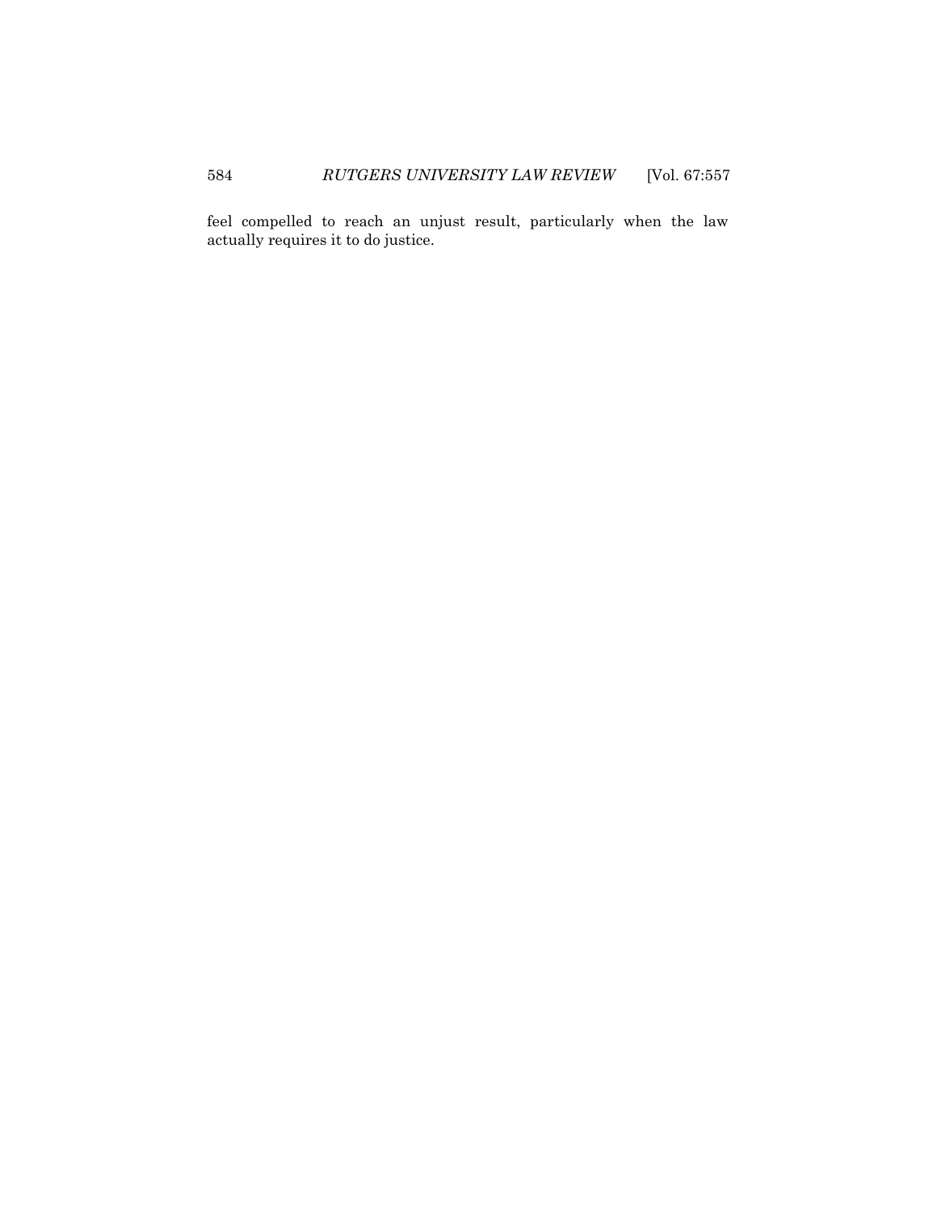feel compelled to reach an unjust result, particularly when the law actually requires it to do justice.